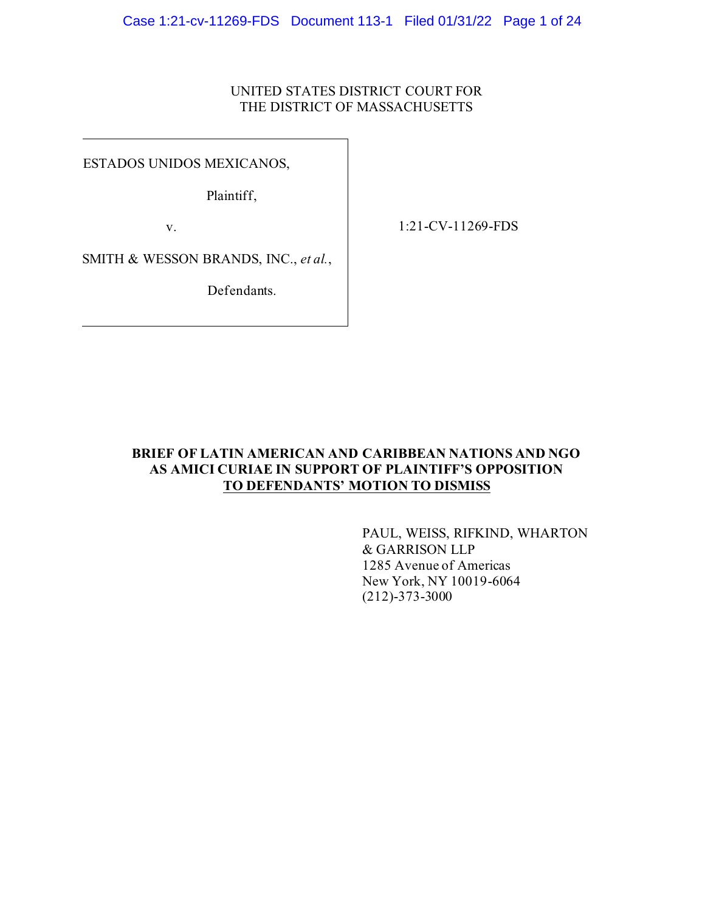UNITED STATES DISTRICT COURT FOR
THE DISTRICT OF MASSACHUSETTS

ESTADOS UNIDOS MEXICANOS,

Plaintiff,

v.

SMITH & WESSON BRANDS, INC., *et al.*,

Defendants.

1:21-CV-11269-FDS

**BRIEF OF LATIN AMERICAN AND CARIBBEAN NATIONS AND NGO AS AMICI CURIAE IN SUPPORT OF PLAINTIFF'S OPPOSITION TO DEFENDANTS' MOTION TO DISMISS**

PAUL, WEISS, RIFKIND, WHARTON
& GARRISON LLP
1285 Avenue of Americas
New York, NY 10019-6064
(212)-373-3000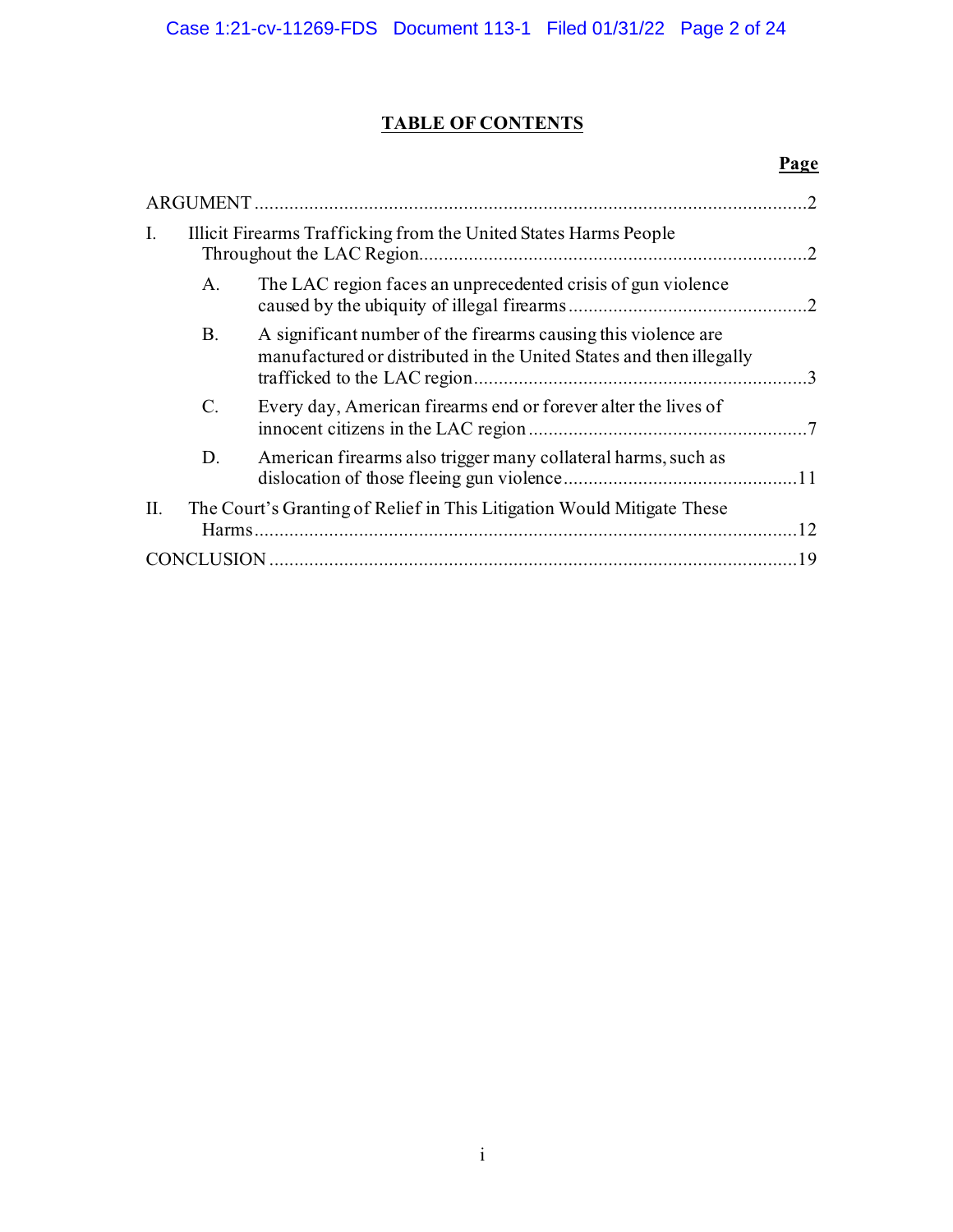# TABLE OF CONTENTS

| | Page |
|---|---|
| ARGUMENT | 2 |
| I. Illicit Firearms Trafficking from the United States Harms People Throughout the LAC Region | 2 |
| A. The LAC region faces an unprecedented crisis of gun violence caused by the ubiquity of illegal firearms | 2 |
| B. A significant number of the firearms causing this violence are manufactured or distributed in the United States and then illegally trafficked to the LAC region | 3 |
| C. Every day, American firearms end or forever alter the lives of innocent citizens in the LAC region | 7 |
| D. American firearms also trigger many collateral harms, such as dislocation of those fleeing gun violence | 11 |
| II. The Court's Granting of Relief in This Litigation Would Mitigate These Harms | 12 |
| CONCLUSION | 19 |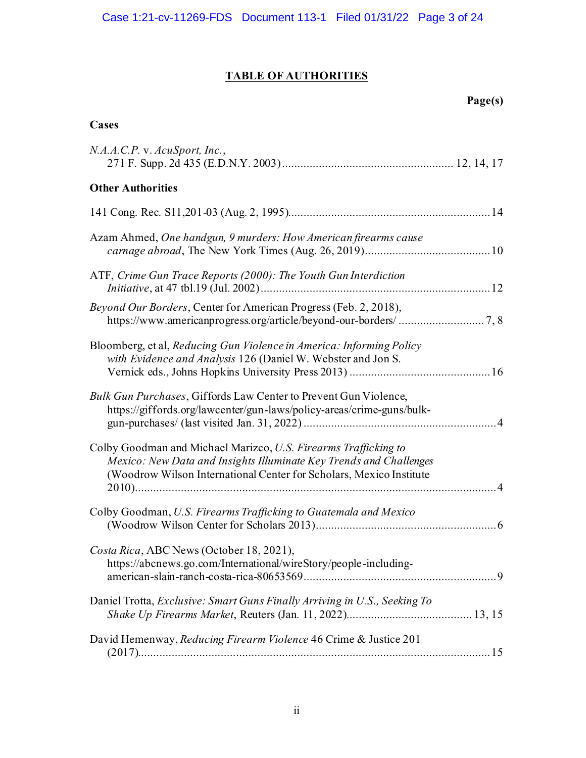# TABLE OF AUTHORITIES

**Page(s)**

## Cases

*N.A.A.C.P.* v. *AcuSport, Inc.*, 271 F. Supp. 2d 435 (E.D.N.Y. 2003) ........................................................ 12, 14, 17

## Other Authorities

141 Cong. Rec. S11,201-03 (Aug. 2, 1995)................................................................. 14

Azam Ahmed, *One handgun, 9 murders: How American firearms cause carnage abroad*, The New York Times (Aug. 26, 2019)........................................ 10

ATF, *Crime Gun Trace Reports (2000): The Youth Gun Interdiction Initiative*, at 47 tbl.19 (Jul. 2002)........................................................................... 12

*Beyond Our Borders*, Center for American Progress (Feb. 2, 2018), https://www.americanprogress.org/article/beyond-our-borders/ ............................ 7, 8

Bloomberg, et al, *Reducing Gun Violence in America: Informing Policy with Evidence and Analysis* 126 (Daniel W. Webster and Jon S. Vernick eds., Johns Hopkins University Press 2013) ............................................. 16

*Bulk Gun Purchases*, Giffords Law Center to Prevent Gun Violence, https://giffords.org/lawcenter/gun-laws/policy-areas/crime-guns/bulk-gun-purchases/ (last visited Jan. 31, 2022) ............................................................... 4

Colby Goodman and Michael Marizco, *U.S. Firearms Trafficking to Mexico: New Data and Insights Illuminate Key Trends and Challenges* (Woodrow Wilson International Center for Scholars, Mexico Institute 2010)...................................................................................................................... 4

Colby Goodman, *U.S. Firearms Trafficking to Guatemala and Mexico* (Woodrow Wilson Center for Scholars 2013)........................................................... 6

*Costa Rica*, ABC News (October 18, 2021), https://abcnews.go.com/International/wireStory/people-including-american-slain-ranch-costa-rica-80653569.............................................................. 9

Daniel Trotta, *Exclusive: Smart Guns Finally Arriving in U.S., Seeking To Shake Up Firearms Market*, Reuters (Jan. 11, 2022)........................................ 13, 15

David Hemenway, *Reducing Firearm Violence* 46 Crime & Justice 201 (2017)................................................................................................................... 15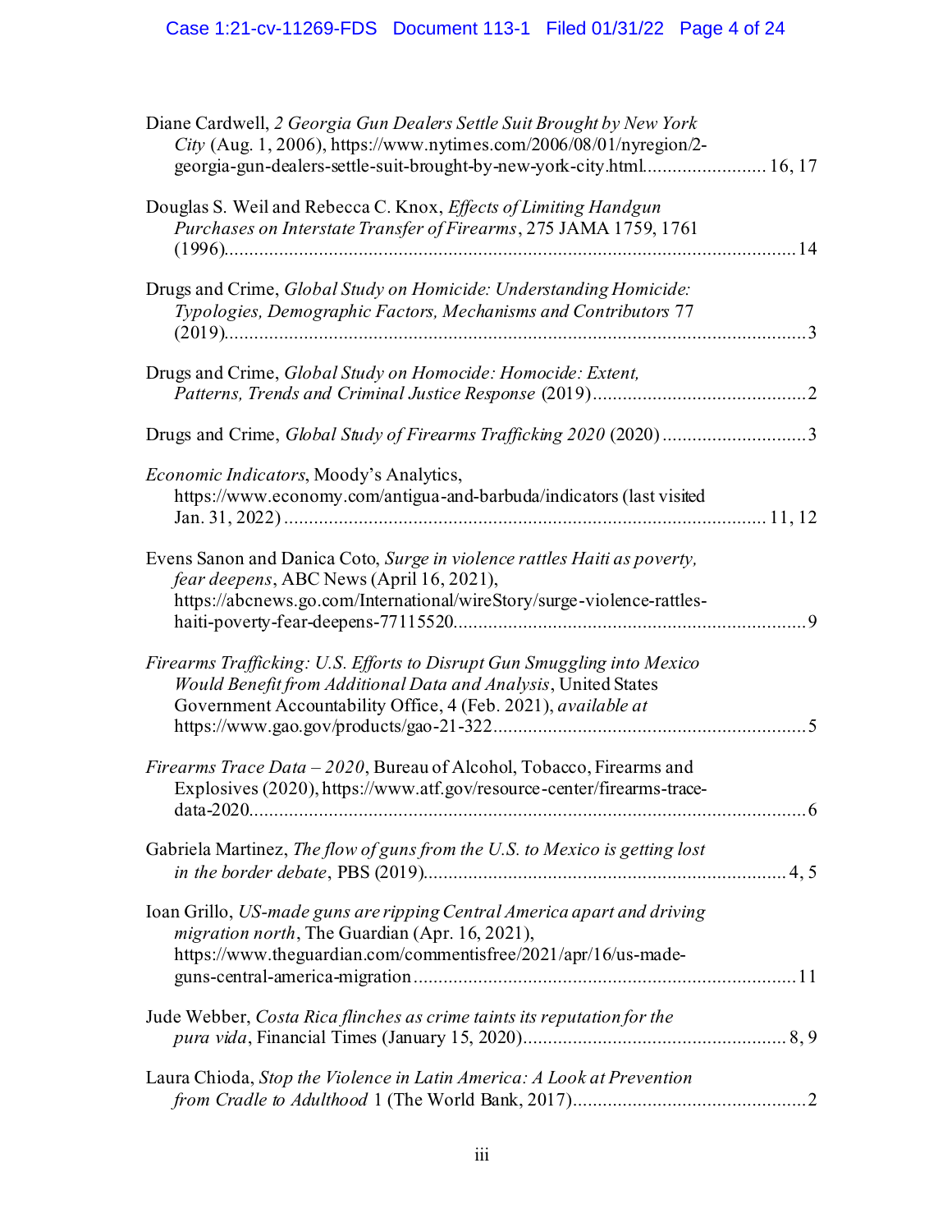Diane Cardwell, *2 Georgia Gun Dealers Settle Suit Brought by New York City* (Aug. 1, 2006), https://www.nytimes.com/2006/08/01/nyregion/2-georgia-gun-dealers-settle-suit-brought-by-new-york-city.html........................ 16, 17

Douglas S. Weil and Rebecca C. Knox, *Effects of Limiting Handgun Purchases on Interstate Transfer of Firearms*, 275 JAMA 1759, 1761 (1996)..................................................................................................................14

Drugs and Crime, *Global Study on Homicide: Understanding Homicide: Typologies, Demographic Factors, Mechanisms and Contributors* 77 (2019)....................................................................................................................3

Drugs and Crime, *Global Study on Homocide: Homocide: Extent, Patterns, Trends and Criminal Justice Response* (2019)...........................................2

Drugs and Crime, *Global Study of Firearms Trafficking 2020* (2020) ............................3

*Economic Indicators*, Moody's Analytics, https://www.economy.com/antigua-and-barbuda/indicators (last visited Jan. 31, 2022) ................................................................................................ 11, 12

Evens Sanon and Danica Coto, *Surge in violence rattles Haiti as poverty, fear deepens*, ABC News (April 16, 2021), https://abcnews.go.com/International/wireStory/surge-violence-rattles-haiti-poverty-fear-deepens-77115520.......................................................................9

*Firearms Trafficking: U.S. Efforts to Disrupt Gun Smuggling into Mexico Would Benefit from Additional Data and Analysis*, United States Government Accountability Office, 4 (Feb. 2021), *available at* https://www.gao.gov/products/gao-21-322...............................................................5

*Firearms Trace Data – 2020*, Bureau of Alcohol, Tobacco, Firearms and Explosives (2020), https://www.atf.gov/resource-center/firearms-trace-data-2020..................................................................................................................6

Gabriela Martinez, *The flow of guns from the U.S. to Mexico is getting lost in the border debate*, PBS (2019)........................................................................ 4, 5

Ioan Grillo, *US-made guns are ripping Central America apart and driving migration north*, The Guardian (Apr. 16, 2021), https://www.theguardian.com/commentisfree/2021/apr/16/us-made-guns-central-america-migration.............................................................................11

Jude Webber, *Costa Rica flinches as crime taints its reputation for the pura vida*, Financial Times (January 15, 2020).................................................... 8, 9

Laura Chioda, *Stop the Violence in Latin America: A Look at Prevention from Cradle to Adulthood* 1 (The World Bank, 2017)..............................................2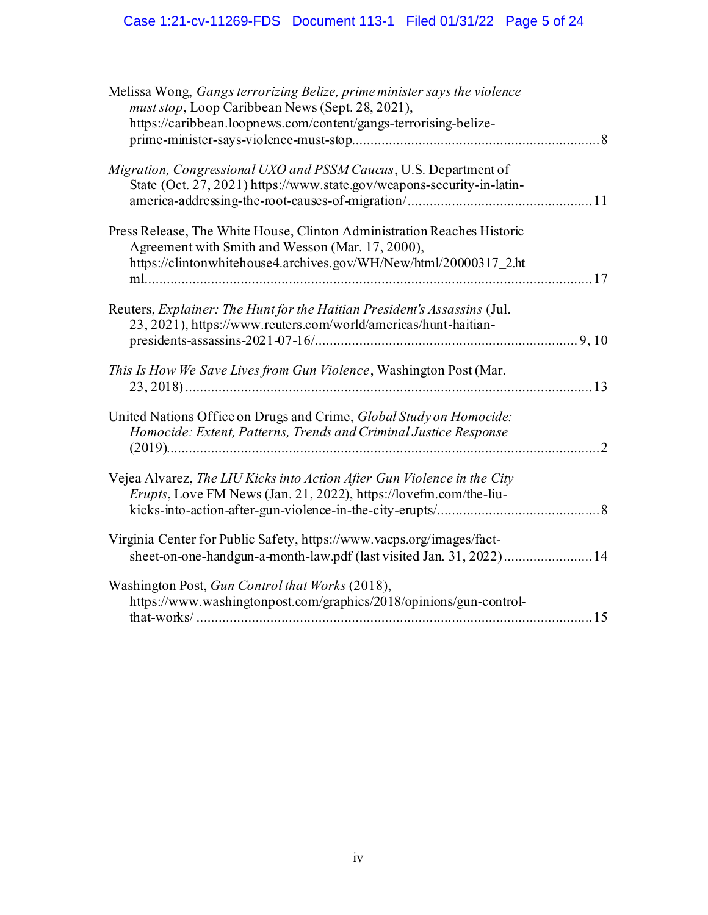Melissa Wong, *Gangs terrorizing Belize, prime minister says the violence must stop*, Loop Caribbean News (Sept. 28, 2021), https://caribbean.loopnews.com/content/gangs-terrorising-belize-prime-minister-says-violence-must-stop.................................................................8

*Migration, Congressional UXO and PSSM Caucus*, U.S. Department of State (Oct. 27, 2021) https://www.state.gov/weapons-security-in-latin-america-addressing-the-root-causes-of-migration/.................................................11

Press Release, The White House, Clinton Administration Reaches Historic Agreement with Smith and Wesson (Mar. 17, 2000), https://clintonwhitehouse4.archives.gov/WH/New/html/20000317_2.html.........................................................................................................17

Reuters, *Explainer: The Hunt for the Haitian President's Assassins* (Jul. 23, 2021), https://www.reuters.com/world/americas/hunt-haitian-presidents-assassins-2021-07-16/.......................................................................9, 10

*This Is How We Save Lives from Gun Violence*, Washington Post (Mar. 23, 2018).............................................................................................................13

United Nations Office on Drugs and Crime, *Global Study on Homocide: Homocide: Extent, Patterns, Trends and Criminal Justice Response* (2019)...................................................................................................................2

Vejea Alvarez, *The LIU Kicks into Action After Gun Violence in the City Erupts*, Love FM News (Jan. 21, 2022), https://lovefm.com/the-liu-kicks-into-action-after-gun-violence-in-the-city-erupts/...........................................8

Virginia Center for Public Safety, https://www.vacps.org/images/fact-sheet-on-one-handgun-a-month-law.pdf (last visited Jan. 31, 2022)........................14

Washington Post, *Gun Control that Works* (2018), https://www.washingtonpost.com/graphics/2018/opinions/gun-control-that-works/ ...........................................................................................................15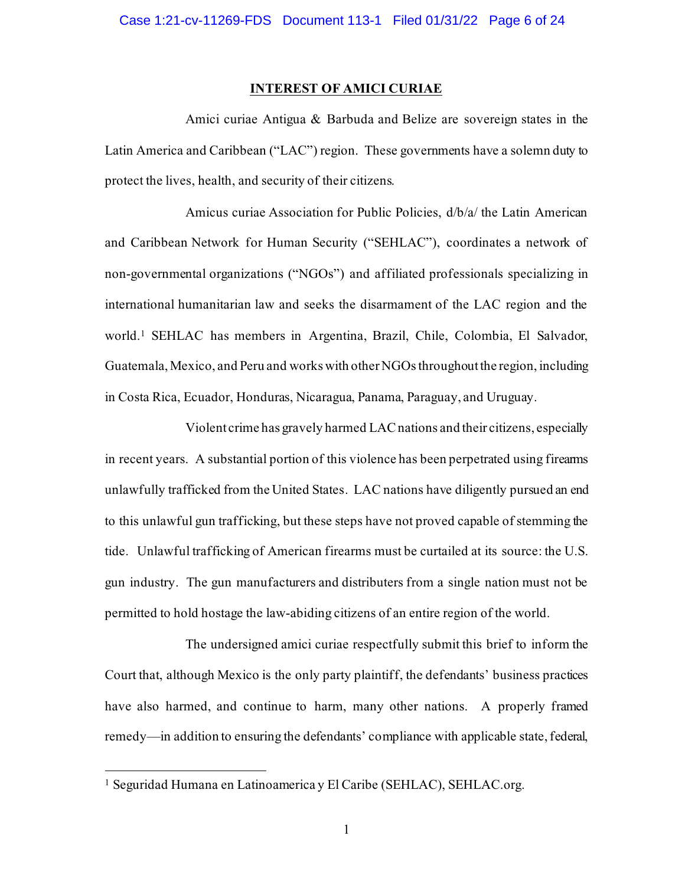## INTEREST OF AMICI CURIAE

Amici curiae Antigua & Barbuda and Belize are sovereign states in the Latin America and Caribbean ("LAC") region. These governments have a solemn duty to protect the lives, health, and security of their citizens.

Amicus curiae Association for Public Policies, d/b/a/ the Latin American and Caribbean Network for Human Security ("SEHLAC"), coordinates a network of non-governmental organizations ("NGOs") and affiliated professionals specializing in international humanitarian law and seeks the disarmament of the LAC region and the world.[1] SEHLAC has members in Argentina, Brazil, Chile, Colombia, El Salvador, Guatemala, Mexico, and Peru and works with other NGOs throughout the region, including in Costa Rica, Ecuador, Honduras, Nicaragua, Panama, Paraguay, and Uruguay.

Violent crime has gravely harmed LAC nations and their citizens, especially in recent years. A substantial portion of this violence has been perpetrated using firearms unlawfully trafficked from the United States. LAC nations have diligently pursued an end to this unlawful gun trafficking, but these steps have not proved capable of stemming the tide. Unlawful trafficking of American firearms must be curtailed at its source: the U.S. gun industry. The gun manufacturers and distributers from a single nation must not be permitted to hold hostage the law-abiding citizens of an entire region of the world.

The undersigned amici curiae respectfully submit this brief to inform the Court that, although Mexico is the only party plaintiff, the defendants' business practices have also harmed, and continue to harm, many other nations. A properly framed remedy—in addition to ensuring the defendants' compliance with applicable state, federal,

[1] Seguridad Humana en Latinoamerica y El Caribe (SEHLAC), SEHLAC.org.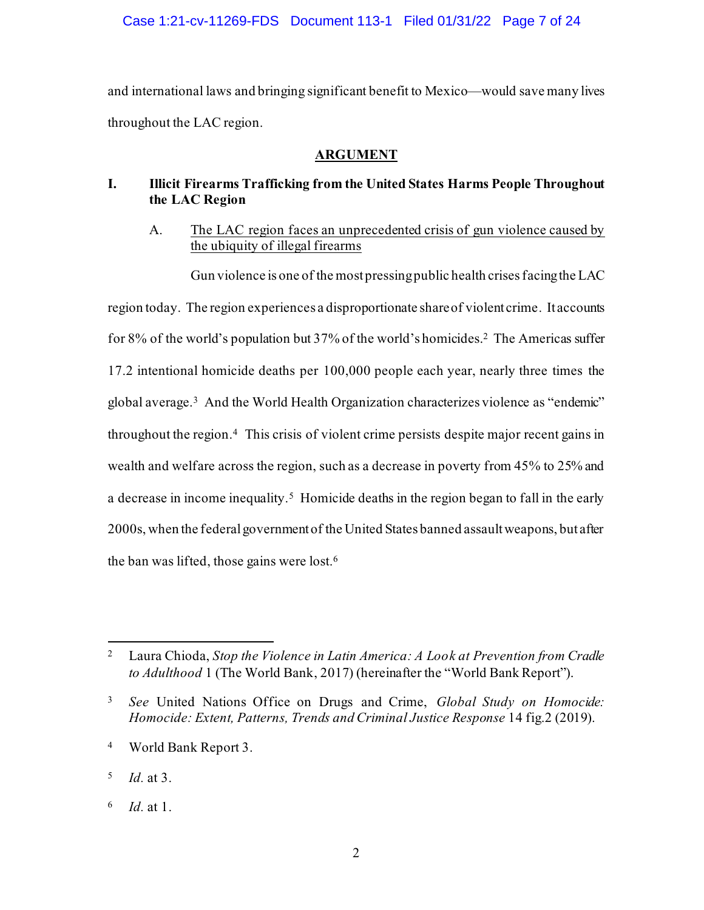and international laws and bringing significant benefit to Mexico—would save many lives throughout the LAC region.

## ARGUMENT

### I. Illicit Firearms Trafficking from the United States Harms People Throughout the LAC Region

#### A. The LAC region faces an unprecedented crisis of gun violence caused by the ubiquity of illegal firearms

Gun violence is one of the most pressing public health crises facing the LAC region today. The region experiences a disproportionate share of violent crime. It accounts for 8% of the world's population but 37% of the world's homicides.[2] The Americas suffer 17.2 intentional homicide deaths per 100,000 people each year, nearly three times the global average.[3] And the World Health Organization characterizes violence as "endemic" throughout the region.[4] This crisis of violent crime persists despite major recent gains in wealth and welfare across the region, such as a decrease in poverty from 45% to 25% and a decrease in income inequality.[5] Homicide deaths in the region began to fall in the early 2000s, when the federal government of the United States banned assault weapons, but after the ban was lifted, those gains were lost.[6]

---

[2] Laura Chioda, *Stop the Violence in Latin America: A Look at Prevention from Cradle to Adulthood* 1 (The World Bank, 2017) (hereinafter the "World Bank Report").

[3] *See* United Nations Office on Drugs and Crime, *Global Study on Homocide: Homocide: Extent, Patterns, Trends and Criminal Justice Response* 14 fig.2 (2019).

[4] World Bank Report 3.

[5] *Id.* at 3.

[6] *Id.* at 1.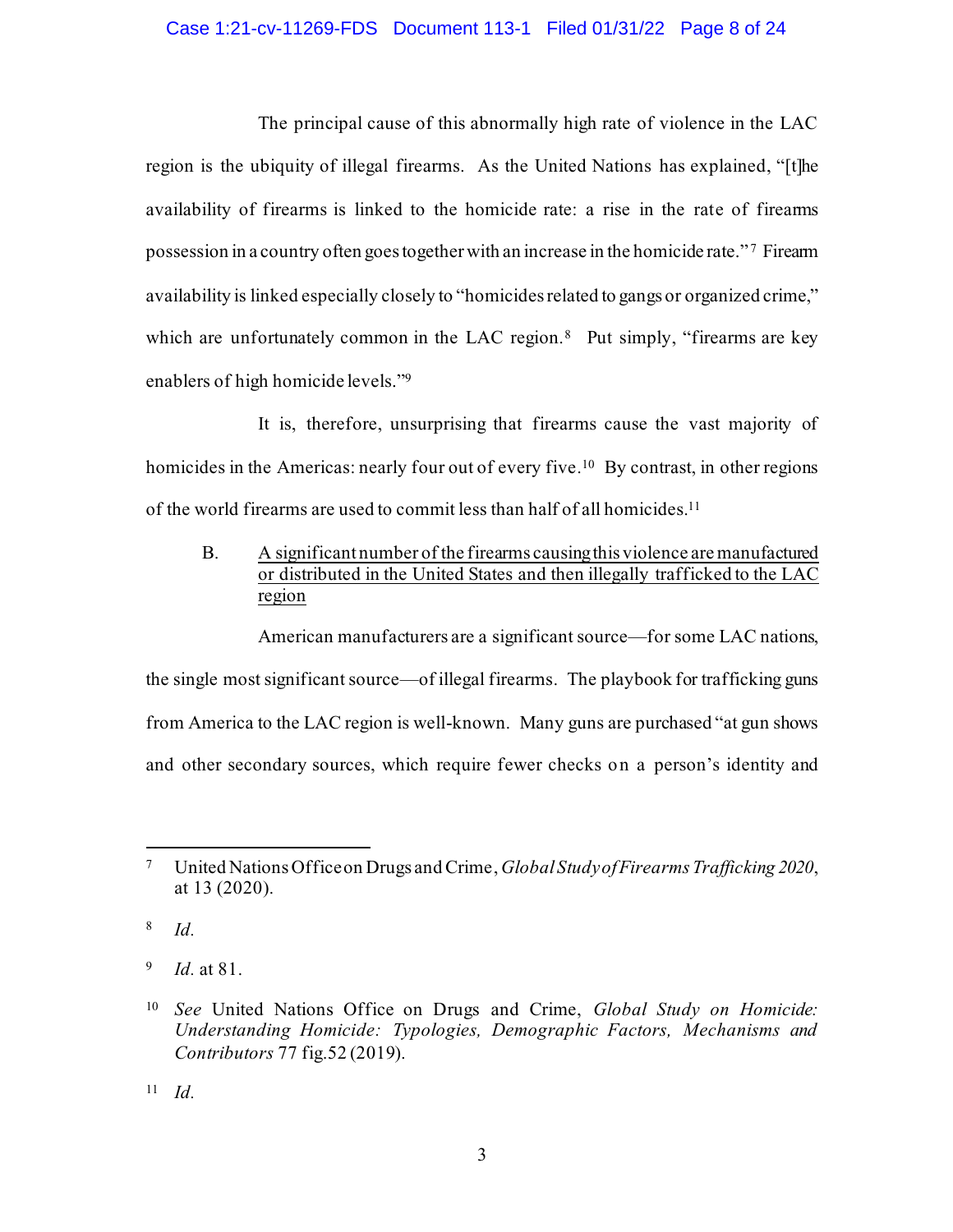The principal cause of this abnormally high rate of violence in the LAC region is the ubiquity of illegal firearms. As the United Nations has explained, "[t]he availability of firearms is linked to the homicide rate: a rise in the rate of firearms possession in a country often goes together with an increase in the homicide rate."[7] Firearm availability is linked especially closely to "homicides related to gangs or organized crime," which are unfortunately common in the LAC region.[8] Put simply, "firearms are key enablers of high homicide levels."[9]

It is, therefore, unsurprising that firearms cause the vast majority of homicides in the Americas: nearly four out of every five.[10] By contrast, in other regions of the world firearms are used to commit less than half of all homicides.[11]

B. <u>A significant number of the firearms causing this violence are manufactured or distributed in the United States and then illegally trafficked to the LAC region</u>

American manufacturers are a significant source—for some LAC nations, the single most significant source—of illegal firearms. The playbook for trafficking guns from America to the LAC region is well-known. Many guns are purchased "at gun shows and other secondary sources, which require fewer checks on a person's identity and

---

[7] United Nations Office on Drugs and Crime, *Global Study of Firearms Trafficking 2020*, at 13 (2020).

[8] *Id.*

[9] *Id.* at 81.

[10] *See* United Nations Office on Drugs and Crime, *Global Study on Homicide: Understanding Homicide: Typologies, Demographic Factors, Mechanisms and Contributors* 77 fig.52 (2019).

[11] *Id.*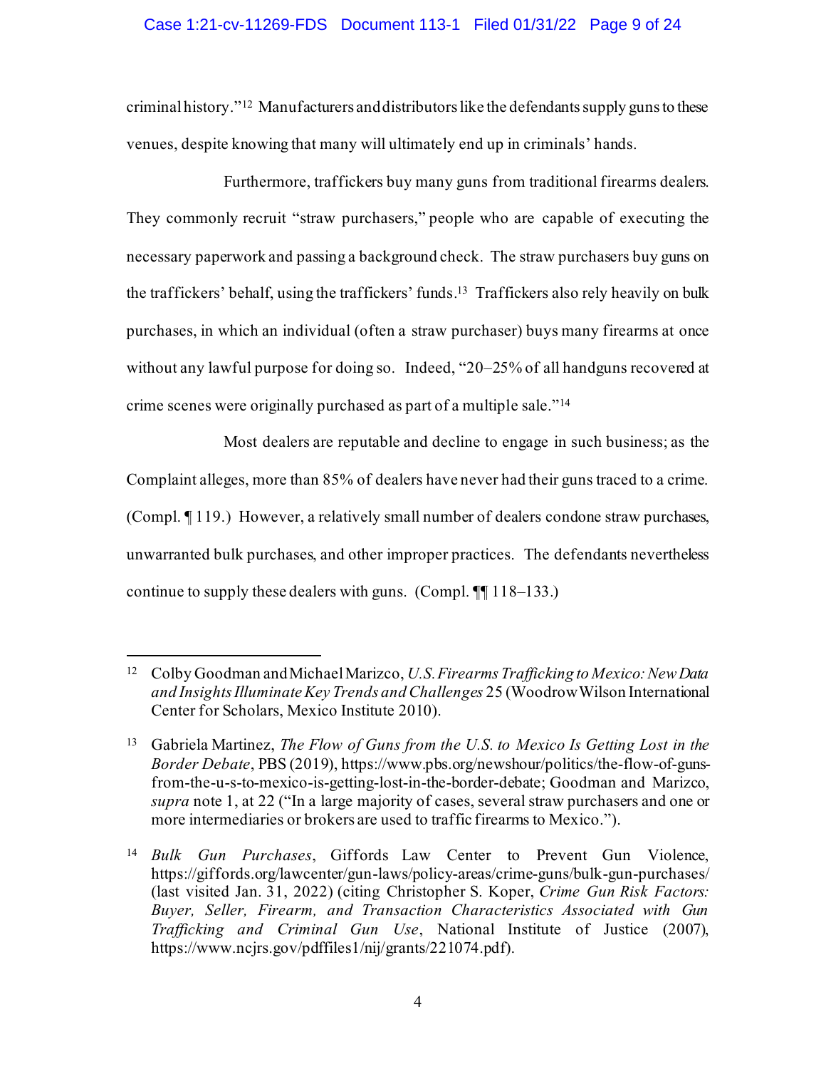criminal history."[12] Manufacturers and distributors like the defendants supply guns to these venues, despite knowing that many will ultimately end up in criminals' hands.

Furthermore, traffickers buy many guns from traditional firearms dealers. They commonly recruit "straw purchasers," people who are capable of executing the necessary paperwork and passing a background check. The straw purchasers buy guns on the traffickers' behalf, using the traffickers' funds.[13] Traffickers also rely heavily on bulk purchases, in which an individual (often a straw purchaser) buys many firearms at once without any lawful purpose for doing so. Indeed, "20–25% of all handguns recovered at crime scenes were originally purchased as part of a multiple sale."[14]

Most dealers are reputable and decline to engage in such business; as the Complaint alleges, more than 85% of dealers have never had their guns traced to a crime. (Compl. ¶ 119.) However, a relatively small number of dealers condone straw purchases, unwarranted bulk purchases, and other improper practices. The defendants nevertheless continue to supply these dealers with guns. (Compl. ¶¶ 118–133.)

---

[12] Colby Goodman and Michael Marizco, *U.S. Firearms Trafficking to Mexico: New Data and Insights Illuminate Key Trends and Challenges* 25 (Woodrow Wilson International Center for Scholars, Mexico Institute 2010).

[13] Gabriela Martinez, *The Flow of Guns from the U.S. to Mexico Is Getting Lost in the Border Debate*, PBS (2019), https://www.pbs.org/newshour/politics/the-flow-of-guns-from-the-u-s-to-mexico-is-getting-lost-in-the-border-debate; Goodman and Marizco, *supra* note 1, at 22 ("In a large majority of cases, several straw purchasers and one or more intermediaries or brokers are used to traffic firearms to Mexico.").

[14] *Bulk Gun Purchases*, Giffords Law Center to Prevent Gun Violence, https://giffords.org/lawcenter/gun-laws/policy-areas/crime-guns/bulk-gun-purchases/ (last visited Jan. 31, 2022) (citing Christopher S. Koper, *Crime Gun Risk Factors: Buyer, Seller, Firearm, and Transaction Characteristics Associated with Gun Trafficking and Criminal Gun Use*, National Institute of Justice (2007), https://www.ncjrs.gov/pdffiles1/nij/grants/221074.pdf).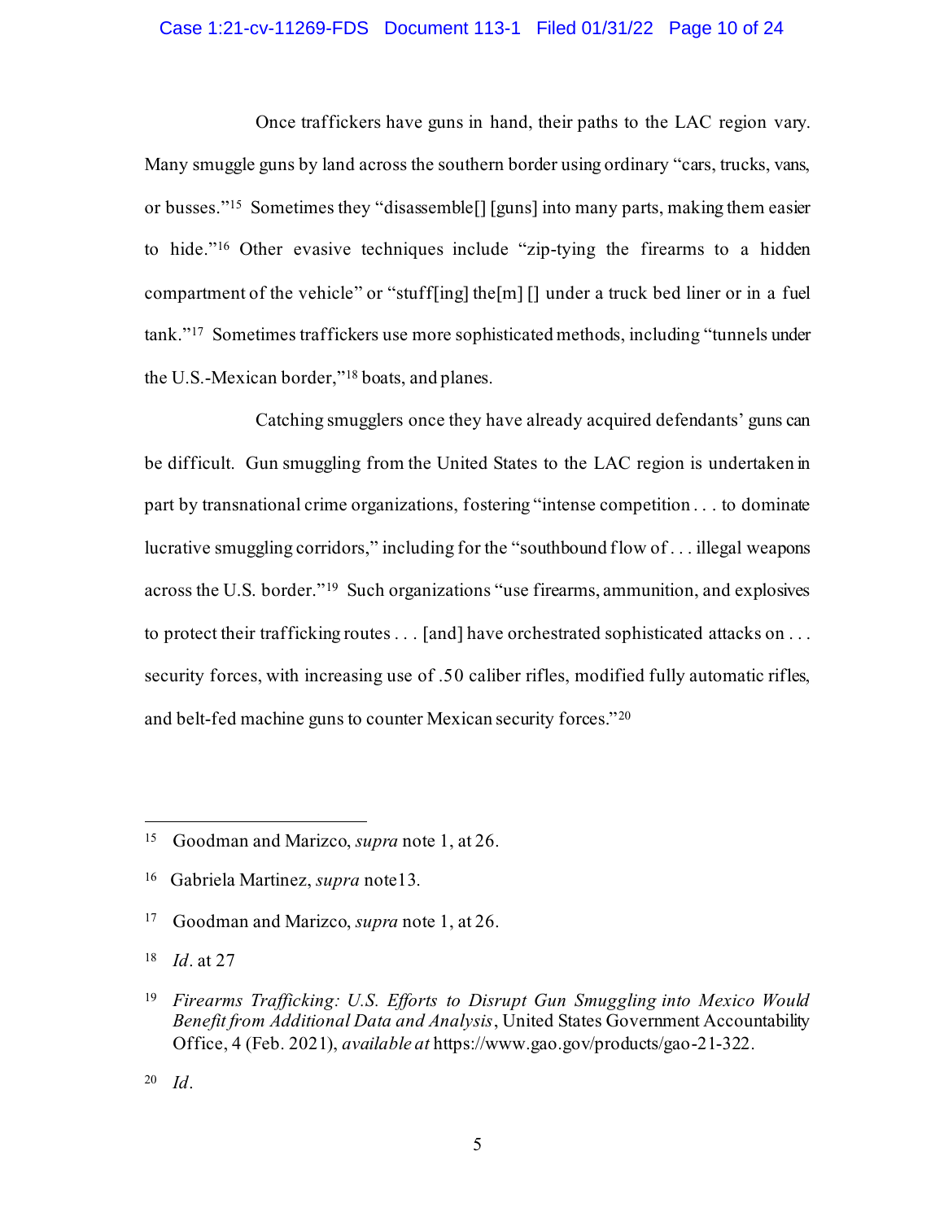Once traffickers have guns in hand, their paths to the LAC region vary. Many smuggle guns by land across the southern border using ordinary "cars, trucks, vans, or busses."[15] Sometimes they "disassemble[] [guns] into many parts, making them easier to hide."[16] Other evasive techniques include "zip-tying the firearms to a hidden compartment of the vehicle" or "stuff[ing] the[m] [] under a truck bed liner or in a fuel tank."[17] Sometimes traffickers use more sophisticated methods, including "tunnels under the U.S.-Mexican border,"[18] boats, and planes.

Catching smugglers once they have already acquired defendants' guns can be difficult. Gun smuggling from the United States to the LAC region is undertaken in part by transnational crime organizations, fostering "intense competition . . . to dominate lucrative smuggling corridors," including for the "southbound flow of . . . illegal weapons across the U.S. border."[19] Such organizations "use firearms, ammunition, and explosives to protect their trafficking routes . . . [and] have orchestrated sophisticated attacks on . . . security forces, with increasing use of .50 caliber rifles, modified fully automatic rifles, and belt-fed machine guns to counter Mexican security forces."[20]

---

[15] Goodman and Marizco, *supra* note 1, at 26.

[16] Gabriela Martinez, *supra* note13.

[17] Goodman and Marizco, *supra* note 1, at 26.

[18] *Id*. at 27

[19] *Firearms Trafficking: U.S. Efforts to Disrupt Gun Smuggling into Mexico Would Benefit from Additional Data and Analysis*, United States Government Accountability Office, 4 (Feb. 2021), *available at* https://www.gao.gov/products/gao-21-322.

[20] *Id*.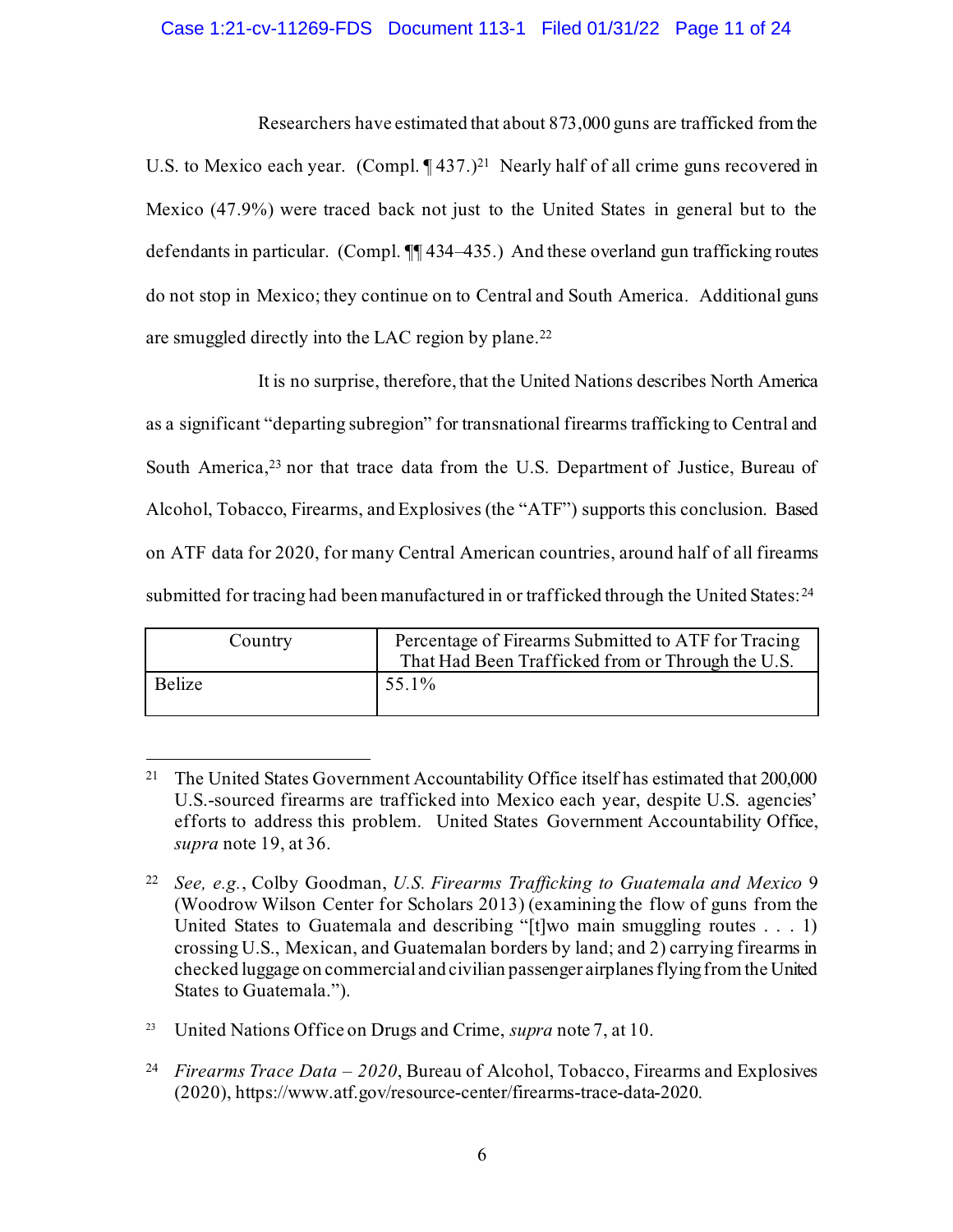Researchers have estimated that about 873,000 guns are trafficked from the U.S. to Mexico each year. (Compl. ¶ 437.)[21] Nearly half of all crime guns recovered in Mexico (47.9%) were traced back not just to the United States in general but to the defendants in particular. (Compl. ¶¶ 434–435.) And these overland gun trafficking routes do not stop in Mexico; they continue on to Central and South America. Additional guns are smuggled directly into the LAC region by plane.[22]

It is no surprise, therefore, that the United Nations describes North America as a significant "departing subregion" for transnational firearms trafficking to Central and South America,[23] nor that trace data from the U.S. Department of Justice, Bureau of Alcohol, Tobacco, Firearms, and Explosives (the "ATF") supports this conclusion. Based on ATF data for 2020, for many Central American countries, around half of all firearms submitted for tracing had been manufactured in or trafficked through the United States:[24]

| Country | Percentage of Firearms Submitted to ATF for Tracing That Had Been Trafficked from or Through the U.S. |
|---|---|
| Belize | 55.1% |

---

[21] The United States Government Accountability Office itself has estimated that 200,000 U.S.-sourced firearms are trafficked into Mexico each year, despite U.S. agencies' efforts to address this problem. United States Government Accountability Office, *supra* note 19, at 36.

[22] *See, e.g.*, Colby Goodman, *U.S. Firearms Trafficking to Guatemala and Mexico* 9 (Woodrow Wilson Center for Scholars 2013) (examining the flow of guns from the United States to Guatemala and describing "[t]wo main smuggling routes . . . 1) crossing U.S., Mexican, and Guatemalan borders by land; and 2) carrying firearms in checked luggage on commercial and civilian passenger airplanes flying from the United States to Guatemala.").

[23] United Nations Office on Drugs and Crime, *supra* note 7, at 10.

[24] *Firearms Trace Data – 2020*, Bureau of Alcohol, Tobacco, Firearms and Explosives (2020), https://www.atf.gov/resource-center/firearms-trace-data-2020.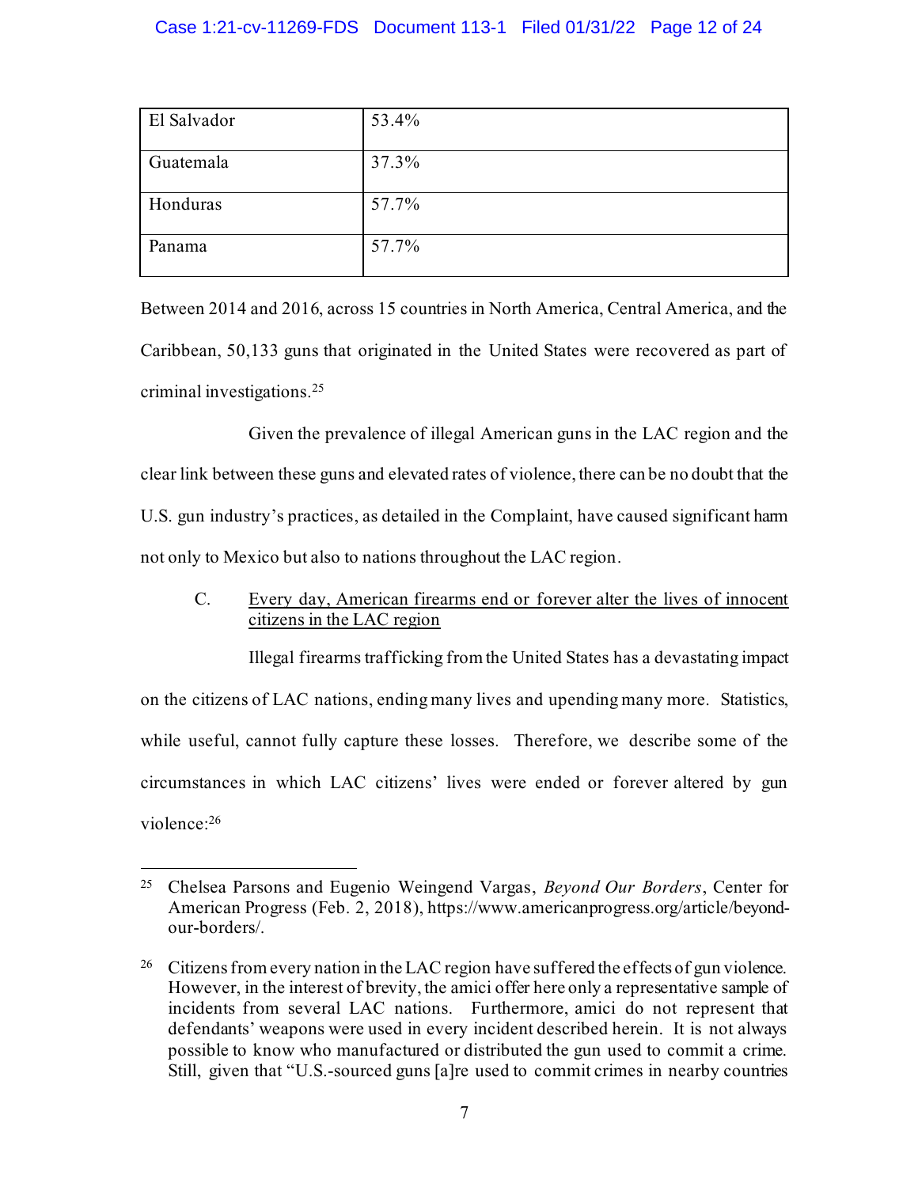| El Salvador | 53.4% |
|---|---|
| Guatemala | 37.3% |
| Honduras | 57.7% |
| Panama | 57.7% |

Between 2014 and 2016, across 15 countries in North America, Central America, and the Caribbean, 50,133 guns that originated in the United States were recovered as part of criminal investigations.[25]

Given the prevalence of illegal American guns in the LAC region and the clear link between these guns and elevated rates of violence, there can be no doubt that the U.S. gun industry's practices, as detailed in the Complaint, have caused significant harm not only to Mexico but also to nations throughout the LAC region.

C. Every day, American firearms end or forever alter the lives of innocent citizens in the LAC region

Illegal firearms trafficking from the United States has a devastating impact on the citizens of LAC nations, ending many lives and upending many more. Statistics, while useful, cannot fully capture these losses. Therefore, we describe some of the circumstances in which LAC citizens' lives were ended or forever altered by gun violence:[26]

---

[25] Chelsea Parsons and Eugenio Weingend Vargas, *Beyond Our Borders*, Center for American Progress (Feb. 2, 2018), https://www.americanprogress.org/article/beyond-our-borders/.

[26] Citizens from every nation in the LAC region have suffered the effects of gun violence. However, in the interest of brevity, the amici offer here only a representative sample of incidents from several LAC nations. Furthermore, amici do not represent that defendants' weapons were used in every incident described herein. It is not always possible to know who manufactured or distributed the gun used to commit a crime. Still, given that "U.S.-sourced guns [a]re used to commit crimes in nearby countries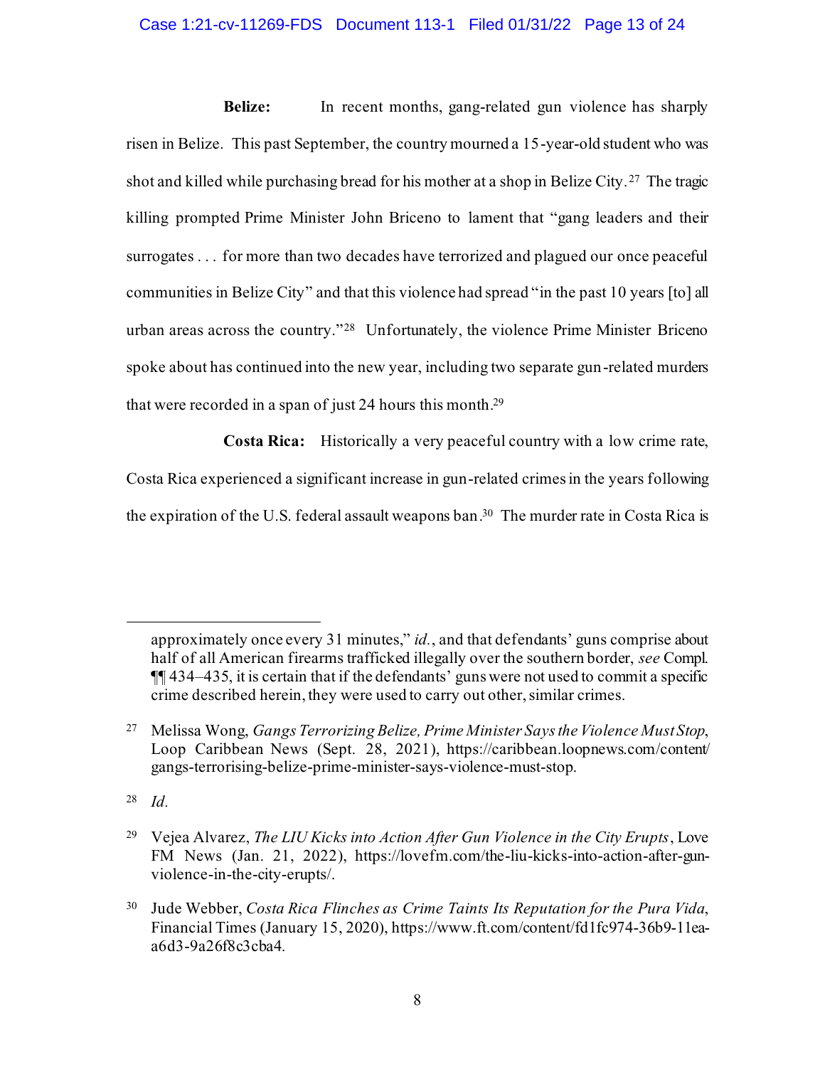**Belize:** In recent months, gang-related gun violence has sharply risen in Belize. This past September, the country mourned a 15-year-old student who was shot and killed while purchasing bread for his mother at a shop in Belize City.[27] The tragic killing prompted Prime Minister John Briceno to lament that "gang leaders and their surrogates . . . for more than two decades have terrorized and plagued our once peaceful communities in Belize City" and that this violence had spread "in the past 10 years [to] all urban areas across the country."[28] Unfortunately, the violence Prime Minister Briceno spoke about has continued into the new year, including two separate gun-related murders that were recorded in a span of just 24 hours this month.[29]

**Costa Rica:** Historically a very peaceful country with a low crime rate, Costa Rica experienced a significant increase in gun-related crimes in the years following the expiration of the U.S. federal assault weapons ban.[30] The murder rate in Costa Rica is

---

approximately once every 31 minutes," *id.*, and that defendants' guns comprise about half of all American firearms trafficked illegally over the southern border, *see* Compl. ¶¶ 434–435, it is certain that if the defendants' guns were not used to commit a specific crime described herein, they were used to carry out other, similar crimes.

[27] Melissa Wong, *Gangs Terrorizing Belize, Prime Minister Says the Violence Must Stop*, Loop Caribbean News (Sept. 28, 2021), https://caribbean.loopnews.com/content/gangs-terrorising-belize-prime-minister-says-violence-must-stop.

[28] *Id.*

[29] Vejea Alvarez, *The LIU Kicks into Action After Gun Violence in the City Erupts*, Love FM News (Jan. 21, 2022), https://lovefm.com/the-liu-kicks-into-action-after-gun-violence-in-the-city-erupts/.

[30] Jude Webber, *Costa Rica Flinches as Crime Taints Its Reputation for the Pura Vida*, Financial Times (January 15, 2020), https://www.ft.com/content/fd1fc974-36b9-11ea-a6d3-9a26f8c3cba4.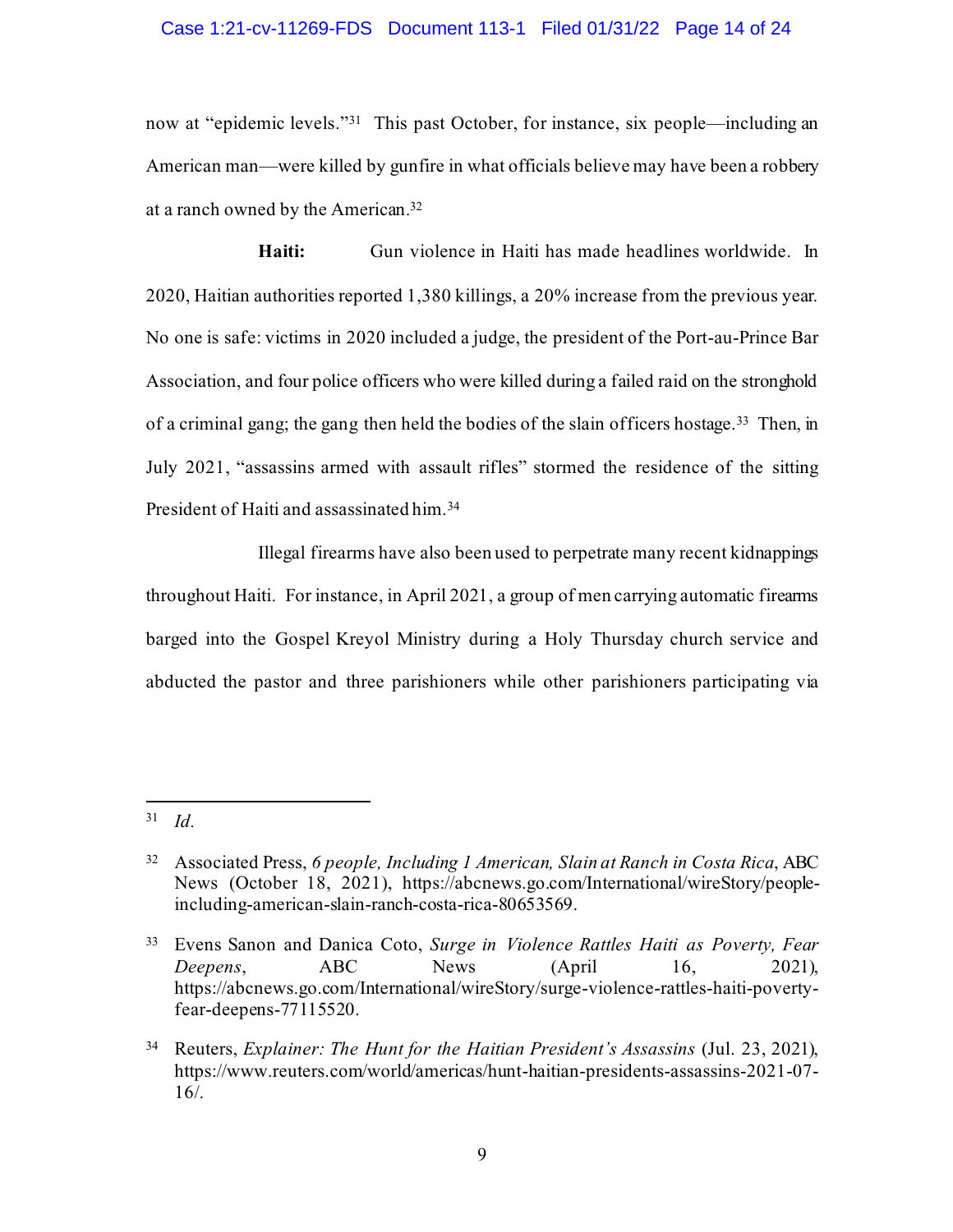now at "epidemic levels."[31] This past October, for instance, six people—including an American man—were killed by gunfire in what officials believe may have been a robbery at a ranch owned by the American.[32]

**Haiti:** Gun violence in Haiti has made headlines worldwide. In 2020, Haitian authorities reported 1,380 killings, a 20% increase from the previous year. No one is safe: victims in 2020 included a judge, the president of the Port-au-Prince Bar Association, and four police officers who were killed during a failed raid on the stronghold of a criminal gang; the gang then held the bodies of the slain officers hostage.[33] Then, in July 2021, "assassins armed with assault rifles" stormed the residence of the sitting President of Haiti and assassinated him.[34]

Illegal firearms have also been used to perpetrate many recent kidnappings throughout Haiti. For instance, in April 2021, a group of men carrying automatic firearms barged into the Gospel Kreyol Ministry during a Holy Thursday church service and abducted the pastor and three parishioners while other parishioners participating via

---

[31] *Id.*

[32] Associated Press, *6 people, Including 1 American, Slain at Ranch in Costa Rica*, ABC News (October 18, 2021), https://abcnews.go.com/International/wireStory/people-including-american-slain-ranch-costa-rica-80653569.

[33] Evens Sanon and Danica Coto, *Surge in Violence Rattles Haiti as Poverty, Fear Deepens*, ABC News (April 16, 2021), https://abcnews.go.com/International/wireStory/surge-violence-rattles-haiti-poverty-fear-deepens-77115520.

[34] Reuters, *Explainer: The Hunt for the Haitian President's Assassins* (Jul. 23, 2021), https://www.reuters.com/world/americas/hunt-haitian-presidents-assassins-2021-07-16/.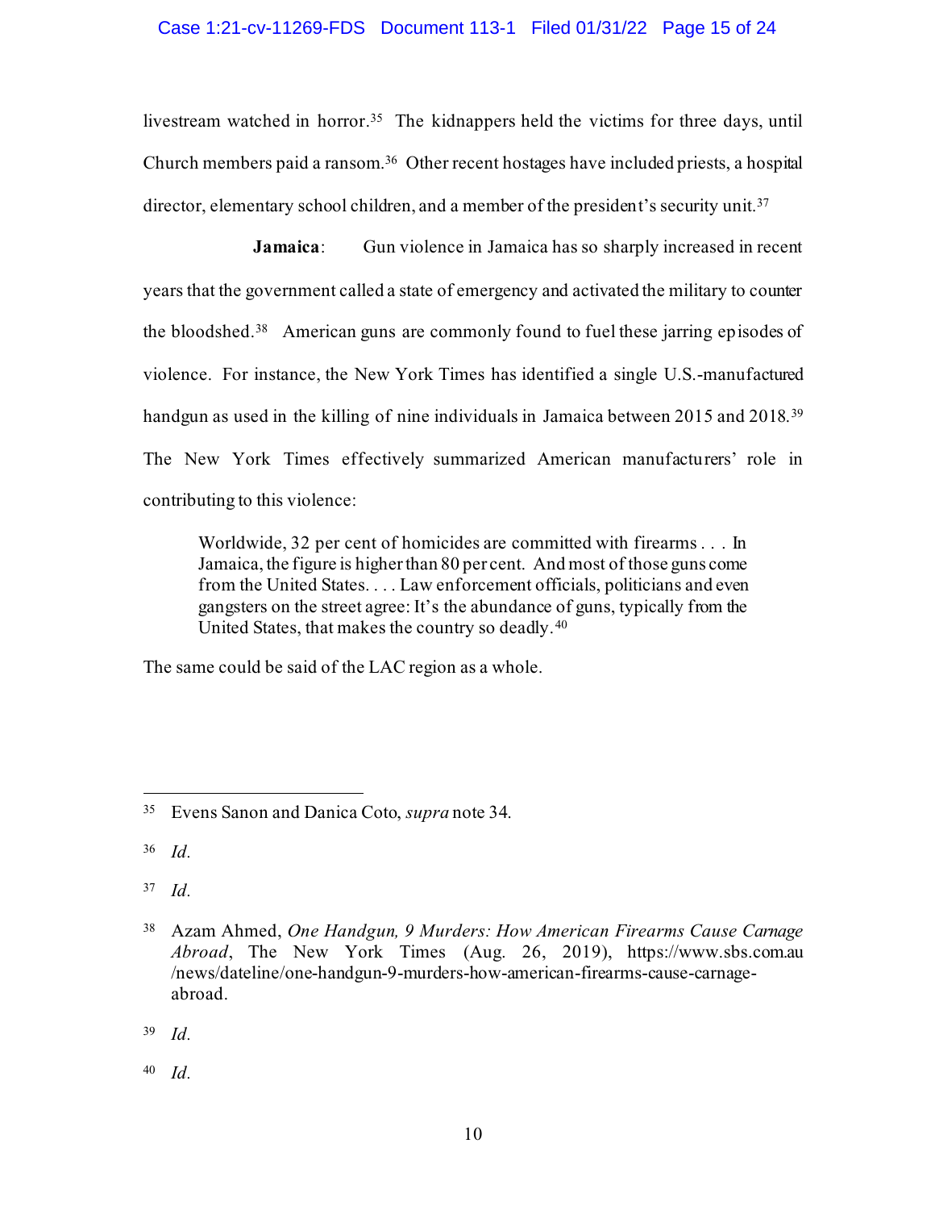livestream watched in horror.[35] The kidnappers held the victims for three days, until Church members paid a ransom.[36] Other recent hostages have included priests, a hospital director, elementary school children, and a member of the president's security unit.[37]

**Jamaica**: Gun violence in Jamaica has so sharply increased in recent years that the government called a state of emergency and activated the military to counter the bloodshed.[38] American guns are commonly found to fuel these jarring episodes of violence. For instance, the New York Times has identified a single U.S.-manufactured handgun as used in the killing of nine individuals in Jamaica between 2015 and 2018.[39] The New York Times effectively summarized American manufacturers' role in contributing to this violence:

> Worldwide, 32 per cent of homicides are committed with firearms . . . In Jamaica, the figure is higher than 80 per cent. And most of those guns come from the United States. . . . Law enforcement officials, politicians and even gangsters on the street agree: It's the abundance of guns, typically from the United States, that makes the country so deadly.[40]

The same could be said of the LAC region as a whole.

---

[35] Evens Sanon and Danica Coto, *supra* note 34.

[36] *Id.*

[37] *Id.*

[38] Azam Ahmed, *One Handgun, 9 Murders: How American Firearms Cause Carnage Abroad*, The New York Times (Aug. 26, 2019), https://www.sbs.com.au/news/dateline/one-handgun-9-murders-how-american-firearms-cause-carnage-abroad.

[39] *Id.*

[40] *Id.*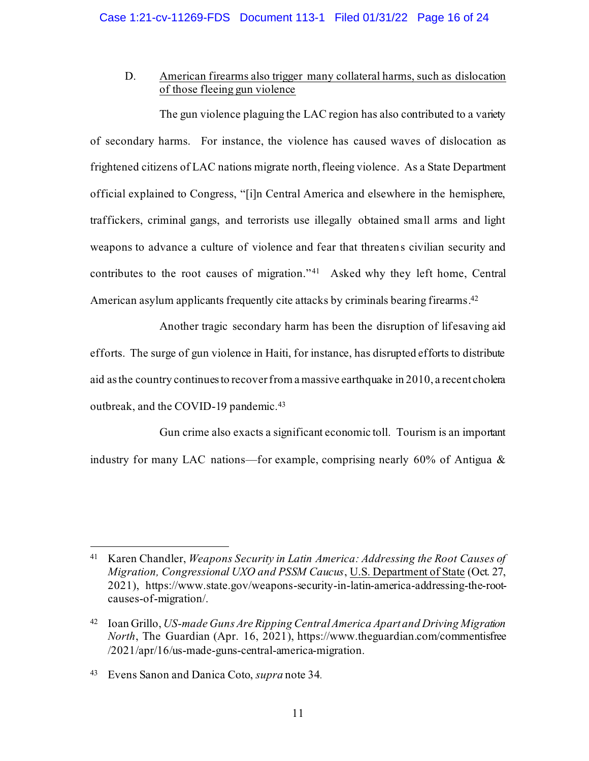D. American firearms also trigger many collateral harms, such as dislocation of those fleeing gun violence

The gun violence plaguing the LAC region has also contributed to a variety of secondary harms. For instance, the violence has caused waves of dislocation as frightened citizens of LAC nations migrate north, fleeing violence. As a State Department official explained to Congress, "[i]n Central America and elsewhere in the hemisphere, traffickers, criminal gangs, and terrorists use illegally obtained small arms and light weapons to advance a culture of violence and fear that threatens civilian security and contributes to the root causes of migration."[41] Asked why they left home, Central American asylum applicants frequently cite attacks by criminals bearing firearms.[42]

Another tragic secondary harm has been the disruption of lifesaving aid efforts. The surge of gun violence in Haiti, for instance, has disrupted efforts to distribute aid as the country continues to recover from a massive earthquake in 2010, a recent cholera outbreak, and the COVID-19 pandemic.[43]

Gun crime also exacts a significant economic toll. Tourism is an important industry for many LAC nations—for example, comprising nearly 60% of Antigua &

---

[41] Karen Chandler, *Weapons Security in Latin America: Addressing the Root Causes of Migration, Congressional UXO and PSSM Caucus*, U.S. Department of State (Oct. 27, 2021), https://www.state.gov/weapons-security-in-latin-america-addressing-the-root-causes-of-migration/.

[42] Ioan Grillo, *US-made Guns Are Ripping Central America Apart and Driving Migration North*, The Guardian (Apr. 16, 2021), https://www.theguardian.com/commentisfree/2021/apr/16/us-made-guns-central-america-migration.

[43] Evens Sanon and Danica Coto, *supra* note 34.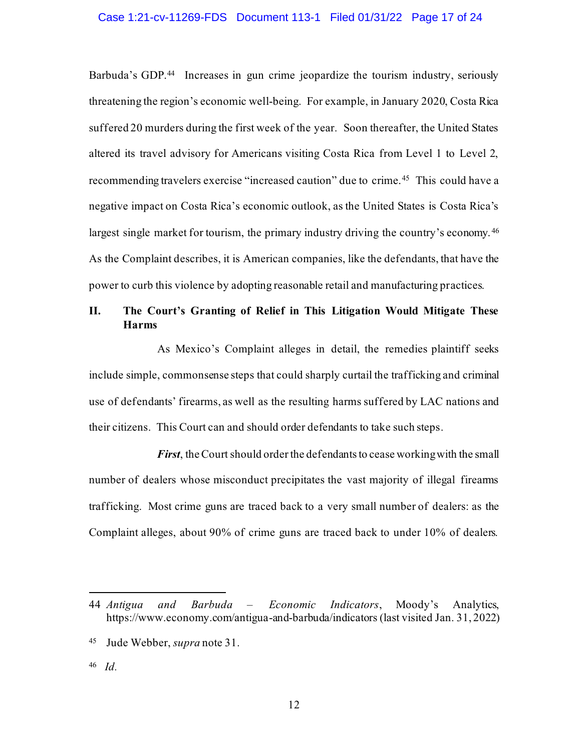Barbuda's GDP.[44] Increases in gun crime jeopardize the tourism industry, seriously threatening the region's economic well-being. For example, in January 2020, Costa Rica suffered 20 murders during the first week of the year. Soon thereafter, the United States altered its travel advisory for Americans visiting Costa Rica from Level 1 to Level 2, recommending travelers exercise "increased caution" due to crime.[45] This could have a negative impact on Costa Rica's economic outlook, as the United States is Costa Rica's largest single market for tourism, the primary industry driving the country's economy.[46] As the Complaint describes, it is American companies, like the defendants, that have the power to curb this violence by adopting reasonable retail and manufacturing practices.

## II. The Court's Granting of Relief in This Litigation Would Mitigate These Harms

As Mexico's Complaint alleges in detail, the remedies plaintiff seeks include simple, commonsense steps that could sharply curtail the trafficking and criminal use of defendants' firearms, as well as the resulting harms suffered by LAC nations and their citizens. This Court can and should order defendants to take such steps.

***First***, the Court should order the defendants to cease working with the small number of dealers whose misconduct precipitates the vast majority of illegal firearms trafficking. Most crime guns are traced back to a very small number of dealers: as the Complaint alleges, about 90% of crime guns are traced back to under 10% of dealers.

---

44 *Antigua and Barbuda – Economic Indicators*, Moody's Analytics, https://www.economy.com/antigua-and-barbuda/indicators (last visited Jan. 31, 2022)

45 Jude Webber, *supra* note 31.

46 *Id.*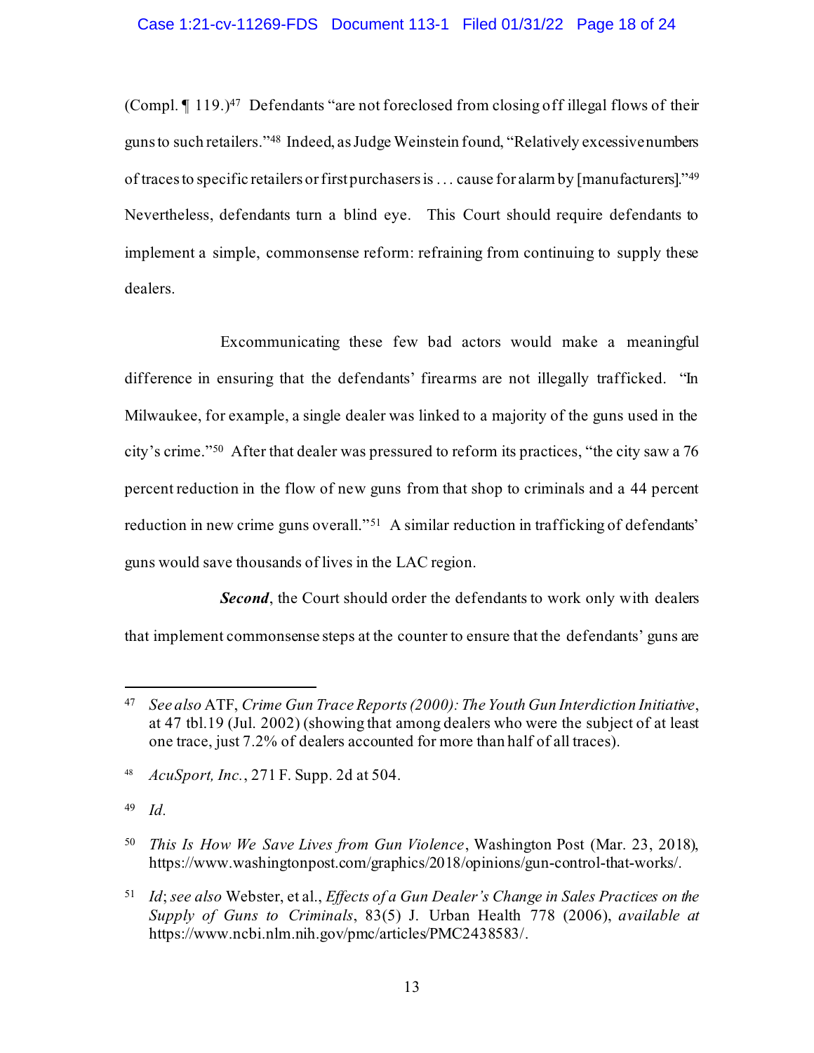(Compl. ¶ 119.)[47] Defendants "are not foreclosed from closing off illegal flows of their guns to such retailers."[48] Indeed, as Judge Weinstein found, "Relatively excessive numbers of traces to specific retailers or first purchasers is . . . cause for alarm by [manufacturers]."[49] Nevertheless, defendants turn a blind eye. This Court should require defendants to implement a simple, commonsense reform: refraining from continuing to supply these dealers.

Excommunicating these few bad actors would make a meaningful difference in ensuring that the defendants' firearms are not illegally trafficked. "In Milwaukee, for example, a single dealer was linked to a majority of the guns used in the city's crime."[50] After that dealer was pressured to reform its practices, "the city saw a 76 percent reduction in the flow of new guns from that shop to criminals and a 44 percent reduction in new crime guns overall."[51] A similar reduction in trafficking of defendants' guns would save thousands of lives in the LAC region.

***Second***, the Court should order the defendants to work only with dealers that implement commonsense steps at the counter to ensure that the defendants' guns are

---

[47] *See also* ATF, *Crime Gun Trace Reports (2000): The Youth Gun Interdiction Initiative*, at 47 tbl.19 (Jul. 2002) (showing that among dealers who were the subject of at least one trace, just 7.2% of dealers accounted for more than half of all traces).

[48] *AcuSport, Inc.*, 271 F. Supp. 2d at 504.

[49] *Id.*

[50] *This Is How We Save Lives from Gun Violence*, Washington Post (Mar. 23, 2018), https://www.washingtonpost.com/graphics/2018/opinions/gun-control-that-works/.

[51] *Id*; *see also* Webster, et al., *Effects of a Gun Dealer's Change in Sales Practices on the Supply of Guns to Criminals*, 83(5) J. Urban Health 778 (2006), *available at* https://www.ncbi.nlm.nih.gov/pmc/articles/PMC2438583/.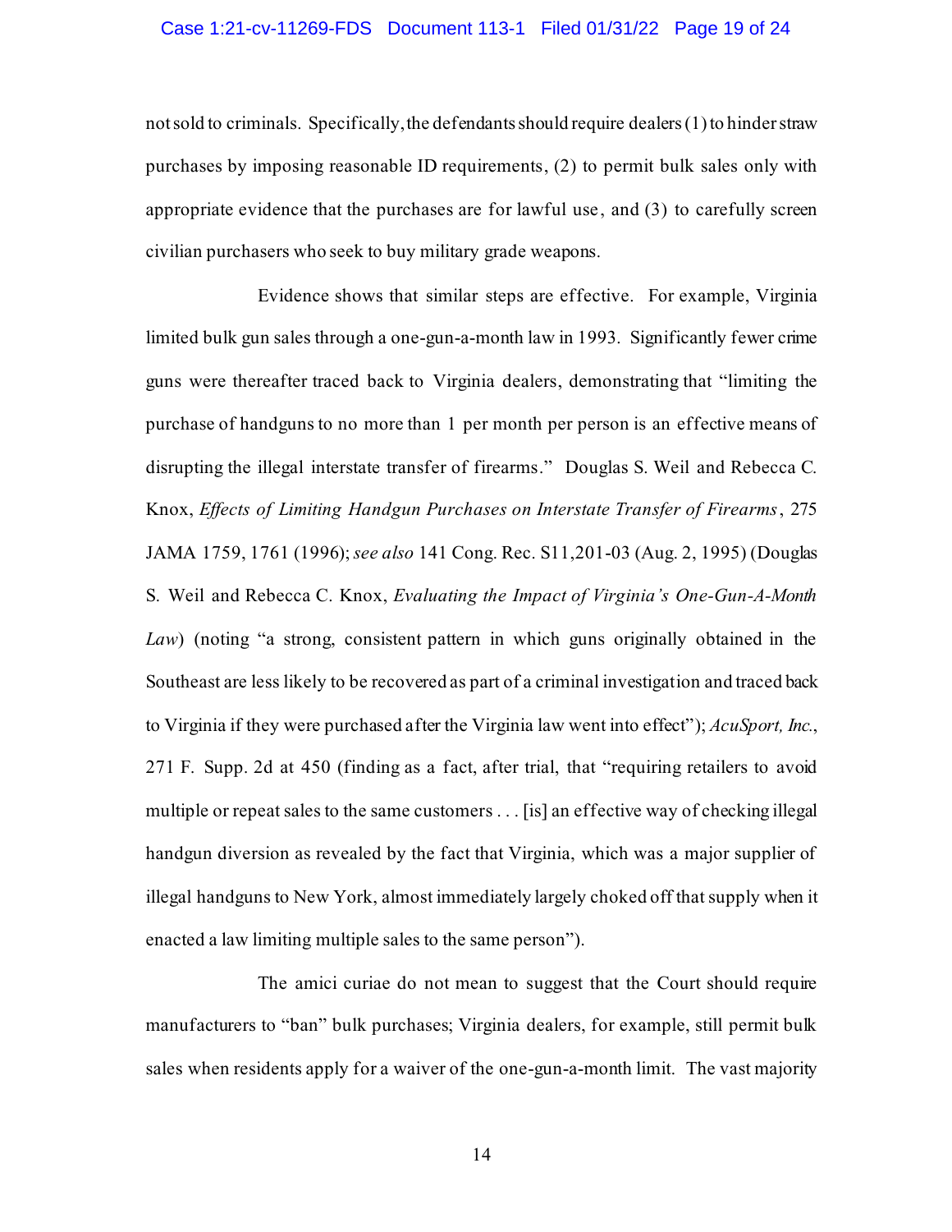not sold to criminals. Specifically, the defendants should require dealers (1) to hinder straw purchases by imposing reasonable ID requirements, (2) to permit bulk sales only with appropriate evidence that the purchases are for lawful use, and (3) to carefully screen civilian purchasers who seek to buy military grade weapons.

Evidence shows that similar steps are effective. For example, Virginia limited bulk gun sales through a one-gun-a-month law in 1993. Significantly fewer crime guns were thereafter traced back to Virginia dealers, demonstrating that "limiting the purchase of handguns to no more than 1 per month per person is an effective means of disrupting the illegal interstate transfer of firearms." Douglas S. Weil and Rebecca C. Knox, *Effects of Limiting Handgun Purchases on Interstate Transfer of Firearms*, 275 JAMA 1759, 1761 (1996); *see also* 141 Cong. Rec. S11,201-03 (Aug. 2, 1995) (Douglas S. Weil and Rebecca C. Knox, *Evaluating the Impact of Virginia's One-Gun-A-Month Law*) (noting "a strong, consistent pattern in which guns originally obtained in the Southeast are less likely to be recovered as part of a criminal investigation and traced back to Virginia if they were purchased after the Virginia law went into effect"); *AcuSport, Inc.*, 271 F. Supp. 2d at 450 (finding as a fact, after trial, that "requiring retailers to avoid multiple or repeat sales to the same customers . . . [is] an effective way of checking illegal handgun diversion as revealed by the fact that Virginia, which was a major supplier of illegal handguns to New York, almost immediately largely choked off that supply when it enacted a law limiting multiple sales to the same person").

The amici curiae do not mean to suggest that the Court should require manufacturers to "ban" bulk purchases; Virginia dealers, for example, still permit bulk sales when residents apply for a waiver of the one-gun-a-month limit. The vast majority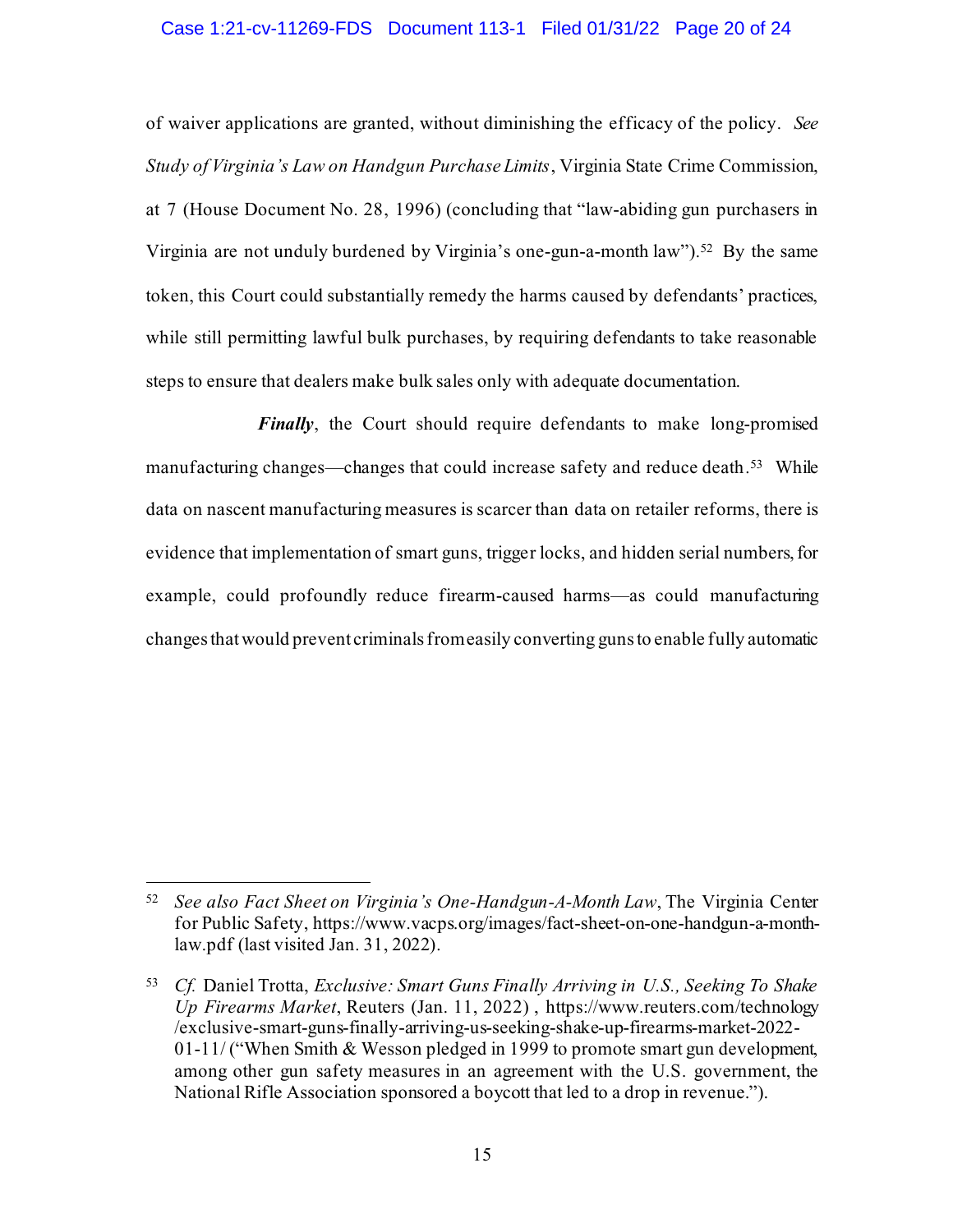of waiver applications are granted, without diminishing the efficacy of the policy. *See Study of Virginia's Law on Handgun Purchase Limits*, Virginia State Crime Commission, at 7 (House Document No. 28, 1996) (concluding that "law-abiding gun purchasers in Virginia are not unduly burdened by Virginia's one-gun-a-month law").[52] By the same token, this Court could substantially remedy the harms caused by defendants' practices, while still permitting lawful bulk purchases, by requiring defendants to take reasonable steps to ensure that dealers make bulk sales only with adequate documentation.

***Finally***, the Court should require defendants to make long-promised manufacturing changes—changes that could increase safety and reduce death.[53] While data on nascent manufacturing measures is scarcer than data on retailer reforms, there is evidence that implementation of smart guns, trigger locks, and hidden serial numbers, for example, could profoundly reduce firearm-caused harms—as could manufacturing changes that would prevent criminals from easily converting guns to enable fully automatic

---

[52] *See also Fact Sheet on Virginia's One-Handgun-A-Month Law*, The Virginia Center for Public Safety, https://www.vacps.org/images/fact-sheet-on-one-handgun-a-month-law.pdf (last visited Jan. 31, 2022).

[53] *Cf.* Daniel Trotta, *Exclusive: Smart Guns Finally Arriving in U.S., Seeking To Shake Up Firearms Market*, Reuters (Jan. 11, 2022) , https://www.reuters.com/technology/exclusive-smart-guns-finally-arriving-us-seeking-shake-up-firearms-market-2022-01-11/ ("When Smith & Wesson pledged in 1999 to promote smart gun development, among other gun safety measures in an agreement with the U.S. government, the National Rifle Association sponsored a boycott that led to a drop in revenue.").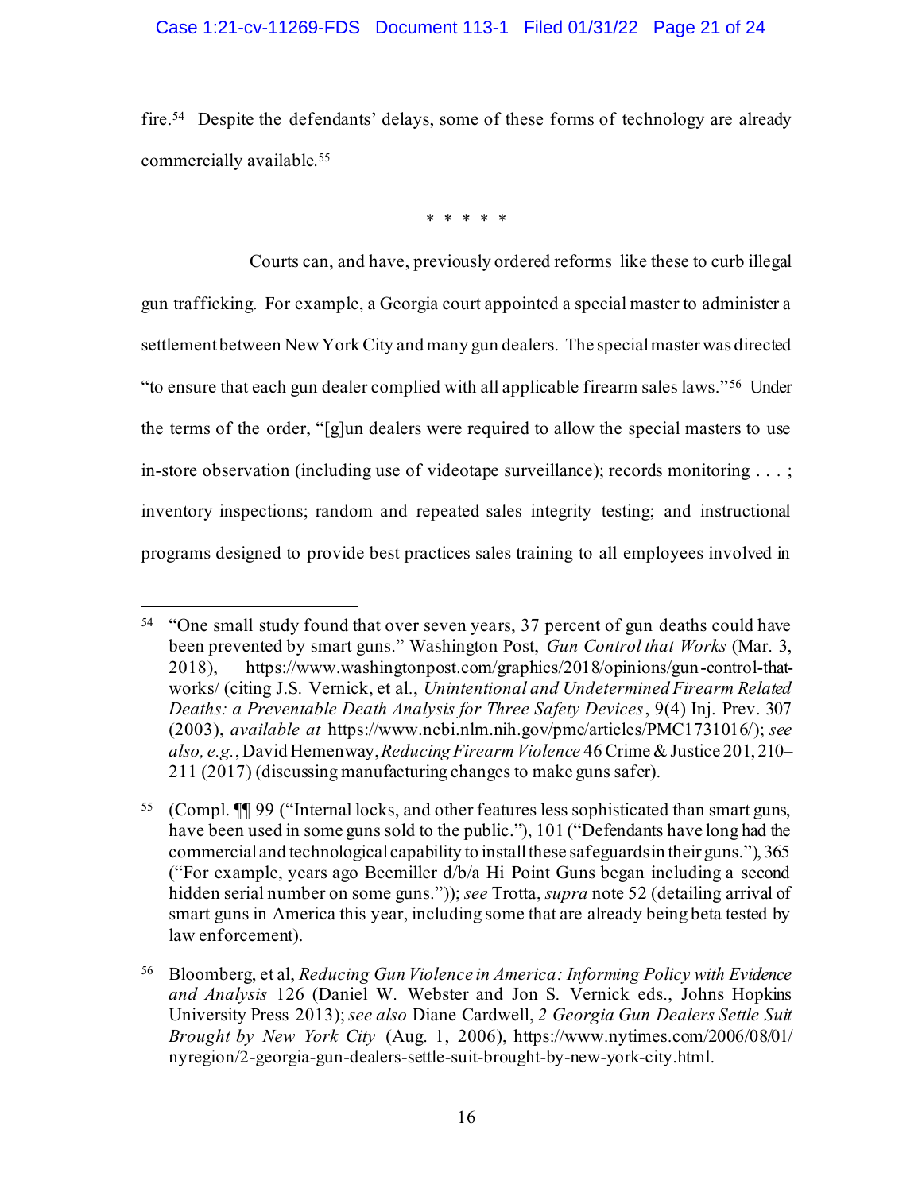fire.[54] Despite the defendants' delays, some of these forms of technology are already commercially available.[55]

\* \* \* \* \*

Courts can, and have, previously ordered reforms like these to curb illegal gun trafficking. For example, a Georgia court appointed a special master to administer a settlement between New York City and many gun dealers. The special master was directed "to ensure that each gun dealer complied with all applicable firearm sales laws."[56] Under the terms of the order, "[g]un dealers were required to allow the special masters to use in-store observation (including use of videotape surveillance); records monitoring . . . ; inventory inspections; random and repeated sales integrity testing; and instructional programs designed to provide best practices sales training to all employees involved in

---

[54] "One small study found that over seven years, 37 percent of gun deaths could have been prevented by smart guns." Washington Post, *Gun Control that Works* (Mar. 3, 2018), https://www.washingtonpost.com/graphics/2018/opinions/gun-control-that-works/ (citing J.S. Vernick, et al., *Unintentional and Undetermined Firearm Related Deaths: a Preventable Death Analysis for Three Safety Devices*, 9(4) Inj. Prev. 307 (2003), *available at* https://www.ncbi.nlm.nih.gov/pmc/articles/PMC1731016/); *see also, e.g.*, David Hemenway, *Reducing Firearm Violence* 46 Crime & Justice 201, 210–211 (2017) (discussing manufacturing changes to make guns safer).

[55] (Compl. ¶¶ 99 ("Internal locks, and other features less sophisticated than smart guns, have been used in some guns sold to the public."), 101 ("Defendants have long had the commercial and technological capability to install these safeguards in their guns."), 365 ("For example, years ago Beemiller d/b/a Hi Point Guns began including a second hidden serial number on some guns.")); *see* Trotta, *supra* note 52 (detailing arrival of smart guns in America this year, including some that are already being beta tested by law enforcement).

[56] Bloomberg, et al, *Reducing Gun Violence in America: Informing Policy with Evidence and Analysis* 126 (Daniel W. Webster and Jon S. Vernick eds., Johns Hopkins University Press 2013); *see also* Diane Cardwell, *2 Georgia Gun Dealers Settle Suit Brought by New York City* (Aug. 1, 2006), https://www.nytimes.com/2006/08/01/nyregion/2-georgia-gun-dealers-settle-suit-brought-by-new-york-city.html.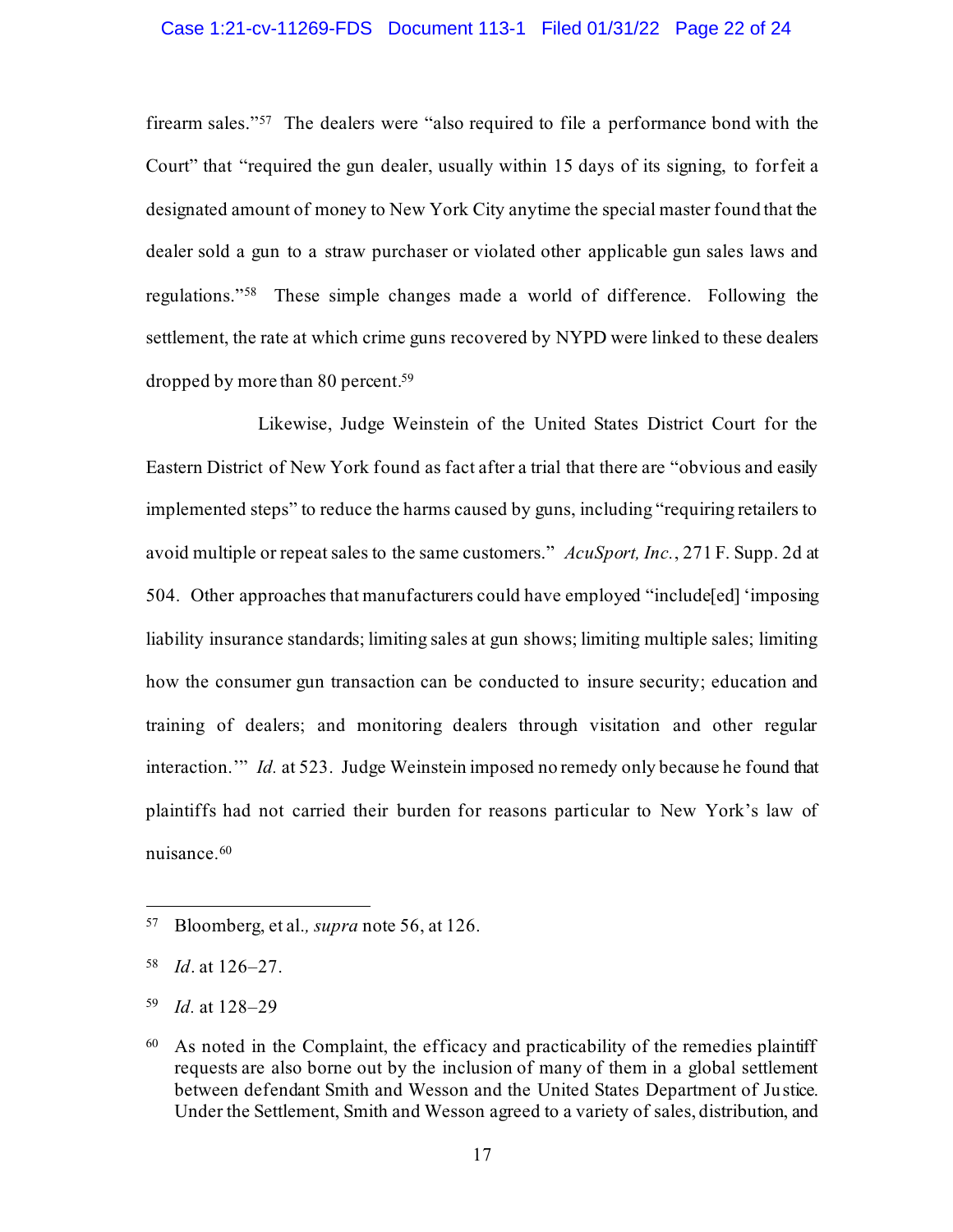firearm sales."[57] The dealers were "also required to file a performance bond with the Court" that "required the gun dealer, usually within 15 days of its signing, to forfeit a designated amount of money to New York City anytime the special master found that the dealer sold a gun to a straw purchaser or violated other applicable gun sales laws and regulations."[58] These simple changes made a world of difference. Following the settlement, the rate at which crime guns recovered by NYPD were linked to these dealers dropped by more than 80 percent.[59]

Likewise, Judge Weinstein of the United States District Court for the Eastern District of New York found as fact after a trial that there are "obvious and easily implemented steps" to reduce the harms caused by guns, including "requiring retailers to avoid multiple or repeat sales to the same customers." *AcuSport, Inc.*, 271 F. Supp. 2d at 504. Other approaches that manufacturers could have employed "include[ed] 'imposing liability insurance standards; limiting sales at gun shows; limiting multiple sales; limiting how the consumer gun transaction can be conducted to insure security; education and training of dealers; and monitoring dealers through visitation and other regular interaction.'" *Id.* at 523. Judge Weinstein imposed no remedy only because he found that plaintiffs had not carried their burden for reasons particular to New York's law of nuisance.[60]

---

[57] Bloomberg, et al*., supra* note 56, at 126.

[58] *Id*. at 126–27.

[59] *Id*. at 128–29

[60] As noted in the Complaint, the efficacy and practicability of the remedies plaintiff requests are also borne out by the inclusion of many of them in a global settlement between defendant Smith and Wesson and the United States Department of Justice. Under the Settlement, Smith and Wesson agreed to a variety of sales, distribution, and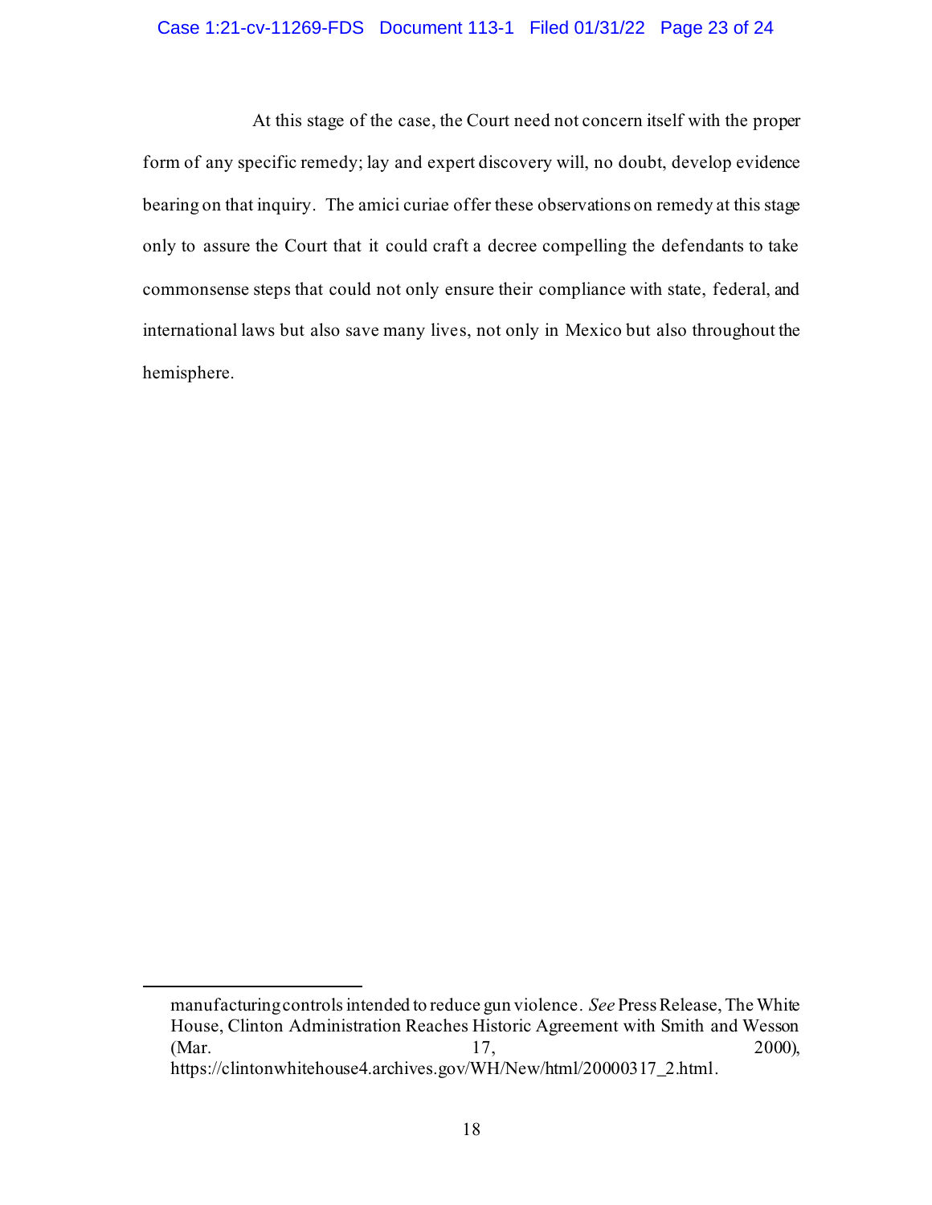At this stage of the case, the Court need not concern itself with the proper form of any specific remedy; lay and expert discovery will, no doubt, develop evidence bearing on that inquiry. The amici curiae offer these observations on remedy at this stage only to assure the Court that it could craft a decree compelling the defendants to take commonsense steps that could not only ensure their compliance with state, federal, and international laws but also save many lives, not only in Mexico but also throughout the hemisphere.

---

manufacturing controls intended to reduce gun violence. *See* Press Release, The White House, Clinton Administration Reaches Historic Agreement with Smith and Wesson (Mar. 17, 2000), https://clintonwhitehouse4.archives.gov/WH/New/html/20000317_2.html.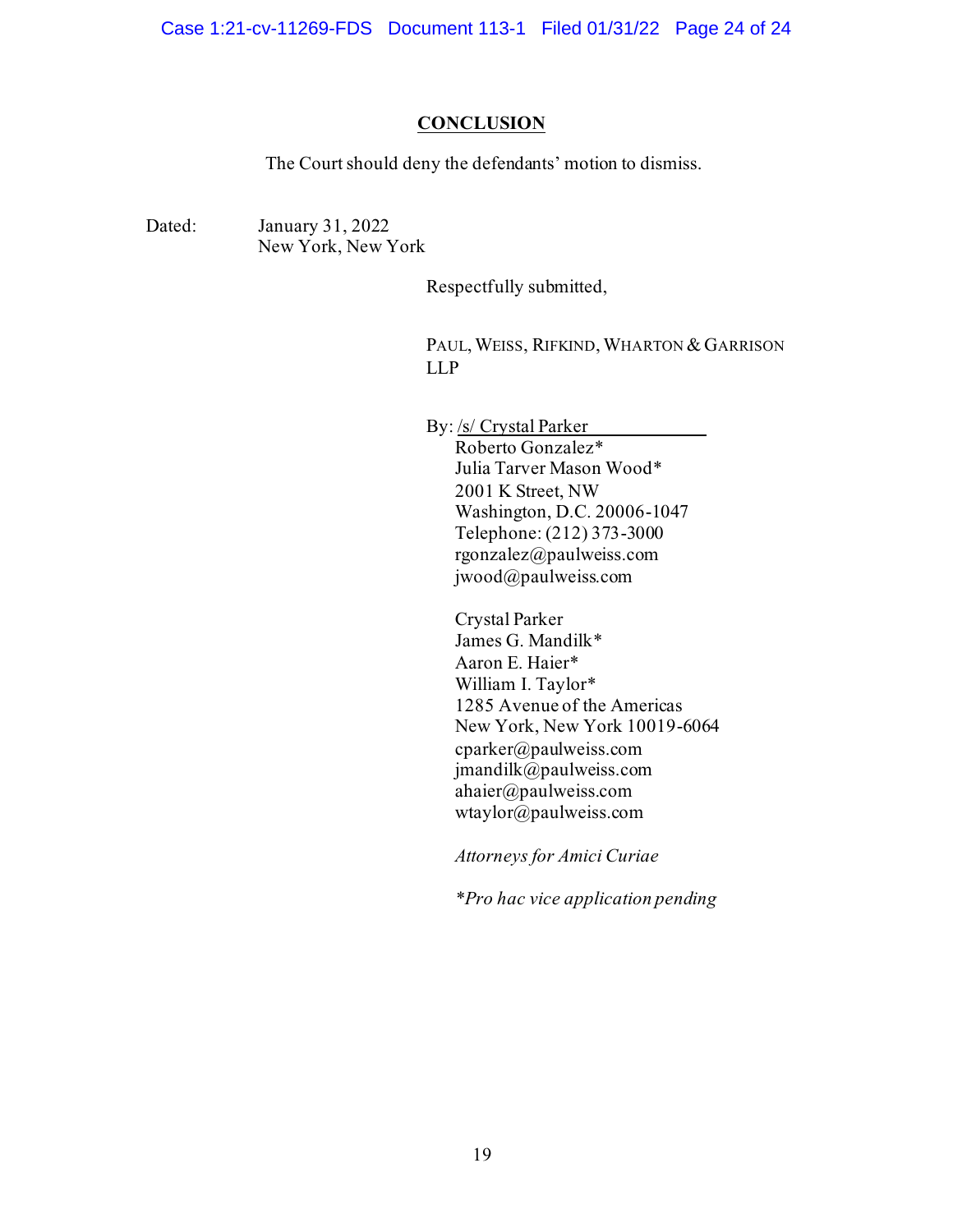## CONCLUSION

The Court should deny the defendants' motion to dismiss.

Dated: January 31, 2022
New York, New York

Respectfully submitted,

PAUL, WEISS, RIFKIND, WHARTON & GARRISON LLP

By: /s/ Crystal Parker
Roberto Gonzalez*
Julia Tarver Mason Wood*
2001 K Street, NW
Washington, D.C. 20006-1047
Telephone: (212) 373-3000
rgonzalez@paulweiss.com
jwood@paulweiss.com

Crystal Parker
James G. Mandilk*
Aaron E. Haier*
William I. Taylor*
1285 Avenue of the Americas
New York, New York 10019-6064
cparker@paulweiss.com
jmandilk@paulweiss.com
ahaier@paulweiss.com
wtaylor@paulweiss.com

*Attorneys for Amici Curiae*

**Pro hac vice application pending*